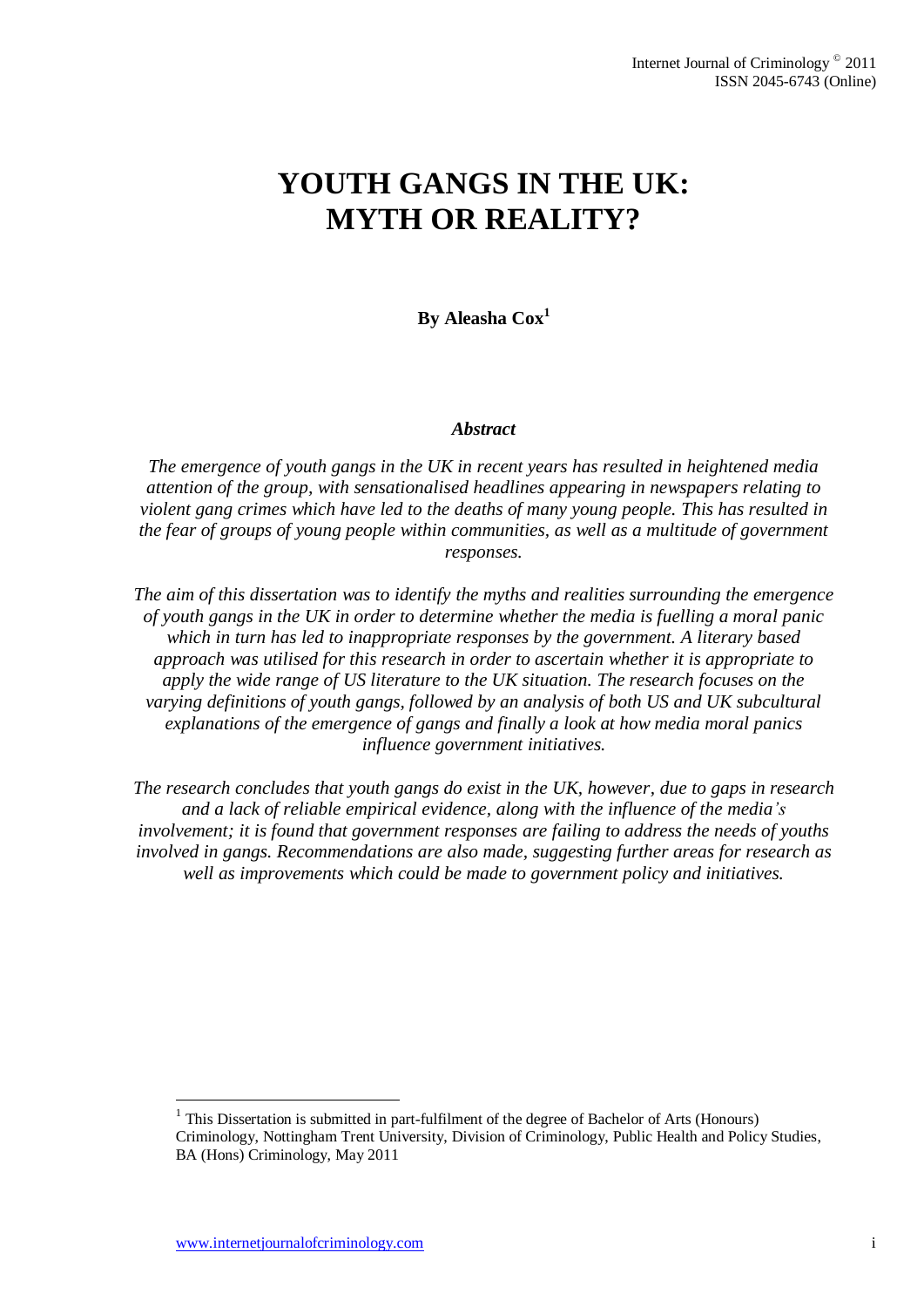# YOUTH GANGS IN THE UK: MYTH OR REALITY?

**By Aleasha Cox[1]**

***Abstract***

*The emergence of youth gangs in the UK in recent years has resulted in heightened media attention of the group, with sensationalised headlines appearing in newspapers relating to violent gang crimes which have led to the deaths of many young people. This has resulted in the fear of groups of young people within communities, as well as a multitude of government responses.*

*The aim of this dissertation was to identify the myths and realities surrounding the emergence of youth gangs in the UK in order to determine whether the media is fuelling a moral panic which in turn has led to inappropriate responses by the government. A literary based approach was utilised for this research in order to ascertain whether it is appropriate to apply the wide range of US literature to the UK situation. The research focuses on the varying definitions of youth gangs, followed by an analysis of both US and UK subcultural explanations of the emergence of gangs and finally a look at how media moral panics influence government initiatives.*

*The research concludes that youth gangs do exist in the UK, however, due to gaps in research and a lack of reliable empirical evidence, along with the influence of the media's involvement; it is found that government responses are failing to address the needs of youths involved in gangs. Recommendations are also made, suggesting further areas for research as well as improvements which could be made to government policy and initiatives.*

---

[1] This Dissertation is submitted in part-fulfilment of the degree of Bachelor of Arts (Honours) Criminology, Nottingham Trent University, Division of Criminology, Public Health and Policy Studies, BA (Hons) Criminology, May 2011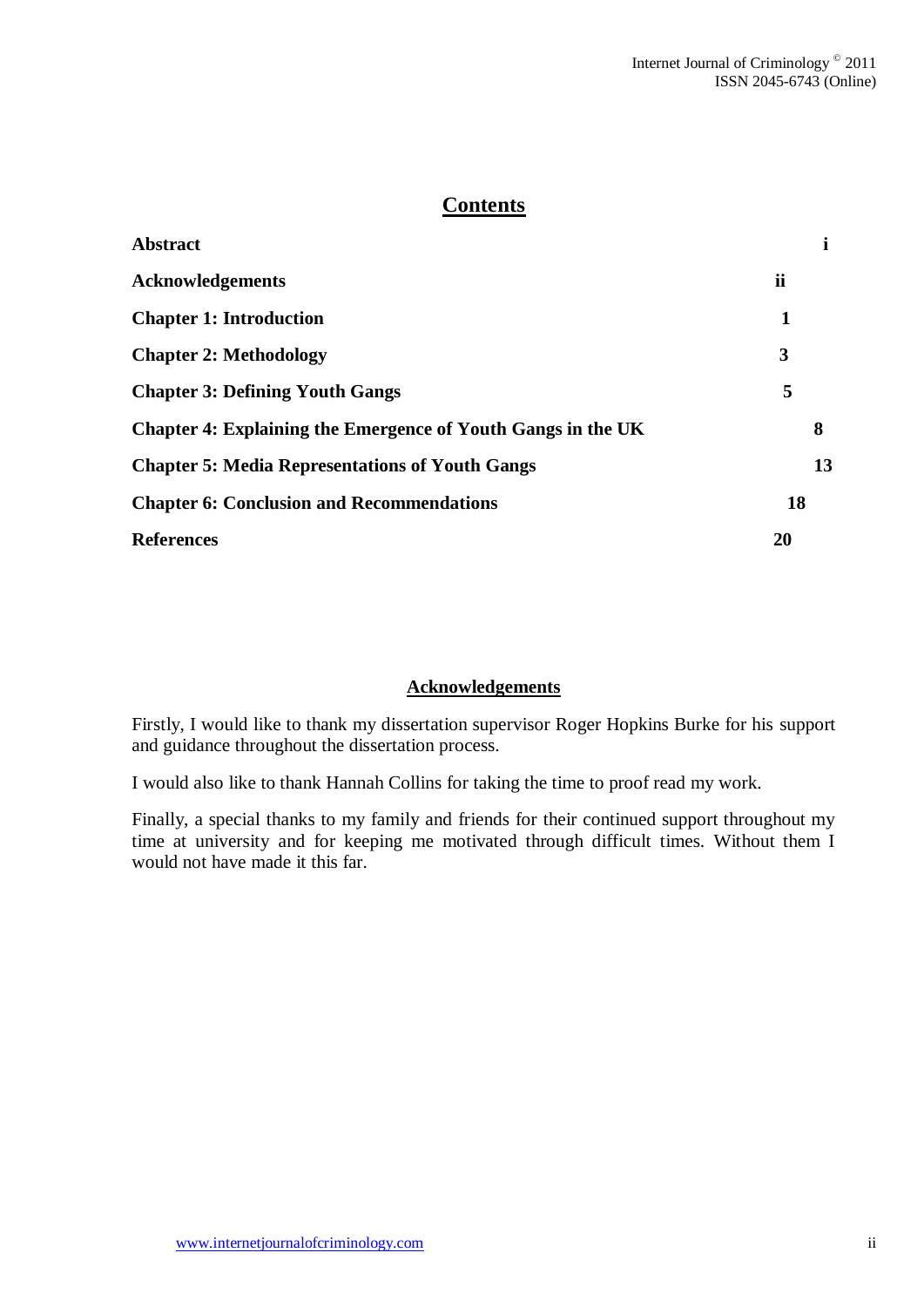## Contents

| | |
|---|---|
| **Abstract** | **i** |
| **Acknowledgements** | **ii** |
| **Chapter 1: Introduction** | **1** |
| **Chapter 2: Methodology** | **3** |
| **Chapter 3: Defining Youth Gangs** | **5** |
| **Chapter 4: Explaining the Emergence of Youth Gangs in the UK** | **8** |
| **Chapter 5: Media Representations of Youth Gangs** | **13** |
| **Chapter 6: Conclusion and Recommendations** | **18** |
| **References** | **20** |

## Acknowledgements

Firstly, I would like to thank my dissertation supervisor Roger Hopkins Burke for his support and guidance throughout the dissertation process.

I would also like to thank Hannah Collins for taking the time to proof read my work.

Finally, a special thanks to my family and friends for their continued support throughout my time at university and for keeping me motivated through difficult times. Without them I would not have made it this far.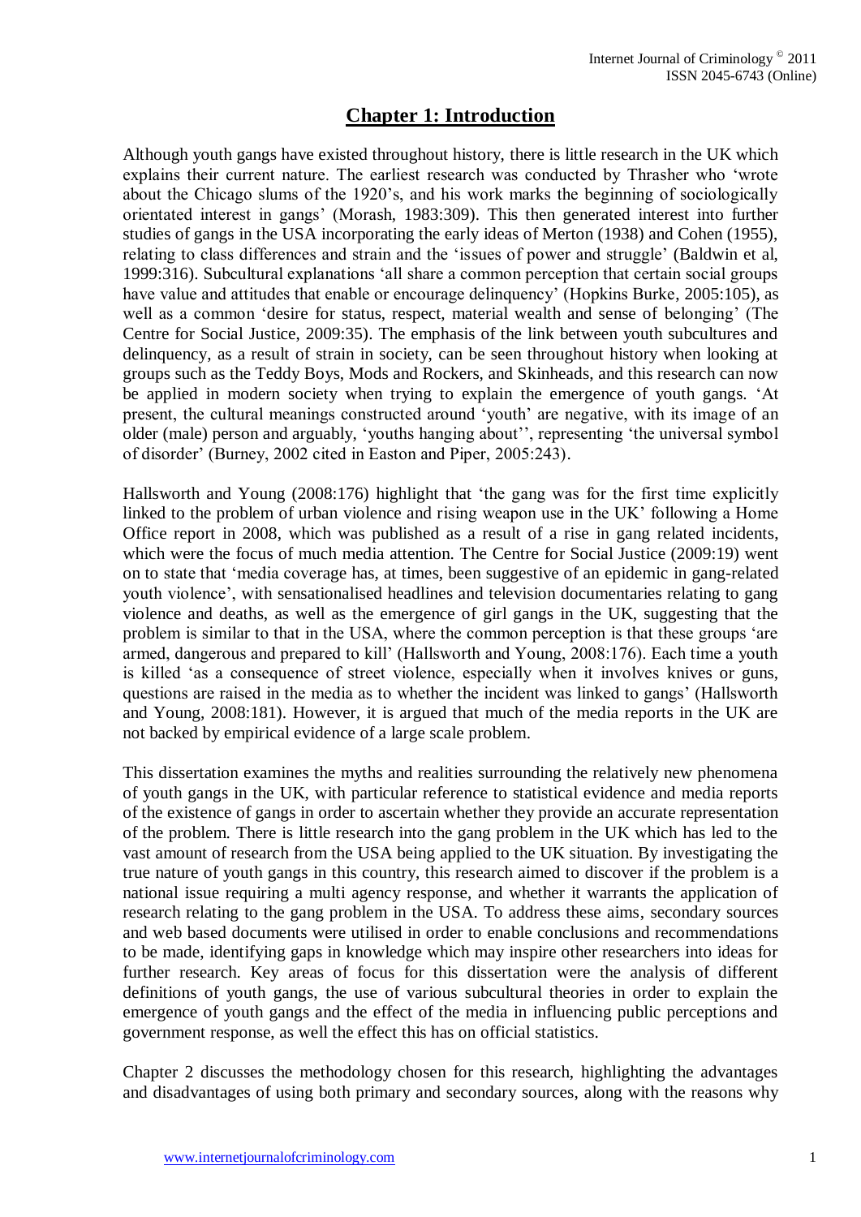# Chapter 1: Introduction

Although youth gangs have existed throughout history, there is little research in the UK which explains their current nature. The earliest research was conducted by Thrasher who 'wrote about the Chicago slums of the 1920's, and his work marks the beginning of sociologically orientated interest in gangs' (Morash, 1983:309). This then generated interest into further studies of gangs in the USA incorporating the early ideas of Merton (1938) and Cohen (1955), relating to class differences and strain and the 'issues of power and struggle' (Baldwin et al, 1999:316). Subcultural explanations 'all share a common perception that certain social groups have value and attitudes that enable or encourage delinquency' (Hopkins Burke, 2005:105), as well as a common 'desire for status, respect, material wealth and sense of belonging' (The Centre for Social Justice, 2009:35). The emphasis of the link between youth subcultures and delinquency, as a result of strain in society, can be seen throughout history when looking at groups such as the Teddy Boys, Mods and Rockers, and Skinheads, and this research can now be applied in modern society when trying to explain the emergence of youth gangs. 'At present, the cultural meanings constructed around 'youth' are negative, with its image of an older (male) person and arguably, 'youths hanging about'', representing 'the universal symbol of disorder' (Burney, 2002 cited in Easton and Piper, 2005:243).

Hallsworth and Young (2008:176) highlight that 'the gang was for the first time explicitly linked to the problem of urban violence and rising weapon use in the UK' following a Home Office report in 2008, which was published as a result of a rise in gang related incidents, which were the focus of much media attention. The Centre for Social Justice (2009:19) went on to state that 'media coverage has, at times, been suggestive of an epidemic in gang-related youth violence', with sensationalised headlines and television documentaries relating to gang violence and deaths, as well as the emergence of girl gangs in the UK, suggesting that the problem is similar to that in the USA, where the common perception is that these groups 'are armed, dangerous and prepared to kill' (Hallsworth and Young, 2008:176). Each time a youth is killed 'as a consequence of street violence, especially when it involves knives or guns, questions are raised in the media as to whether the incident was linked to gangs' (Hallsworth and Young, 2008:181). However, it is argued that much of the media reports in the UK are not backed by empirical evidence of a large scale problem.

This dissertation examines the myths and realities surrounding the relatively new phenomena of youth gangs in the UK, with particular reference to statistical evidence and media reports of the existence of gangs in order to ascertain whether they provide an accurate representation of the problem. There is little research into the gang problem in the UK which has led to the vast amount of research from the USA being applied to the UK situation. By investigating the true nature of youth gangs in this country, this research aimed to discover if the problem is a national issue requiring a multi agency response, and whether it warrants the application of research relating to the gang problem in the USA. To address these aims, secondary sources and web based documents were utilised in order to enable conclusions and recommendations to be made, identifying gaps in knowledge which may inspire other researchers into ideas for further research. Key areas of focus for this dissertation were the analysis of different definitions of youth gangs, the use of various subcultural theories in order to explain the emergence of youth gangs and the effect of the media in influencing public perceptions and government response, as well the effect this has on official statistics.

Chapter 2 discusses the methodology chosen for this research, highlighting the advantages and disadvantages of using both primary and secondary sources, along with the reasons why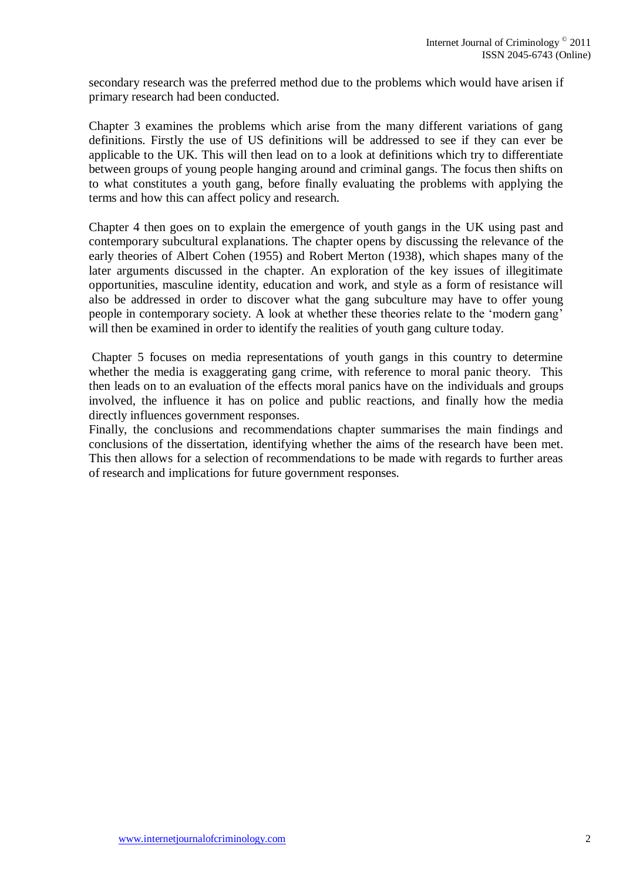secondary research was the preferred method due to the problems which would have arisen if primary research had been conducted.

Chapter 3 examines the problems which arise from the many different variations of gang definitions. Firstly the use of US definitions will be addressed to see if they can ever be applicable to the UK. This will then lead on to a look at definitions which try to differentiate between groups of young people hanging around and criminal gangs. The focus then shifts on to what constitutes a youth gang, before finally evaluating the problems with applying the terms and how this can affect policy and research.

Chapter 4 then goes on to explain the emergence of youth gangs in the UK using past and contemporary subcultural explanations. The chapter opens by discussing the relevance of the early theories of Albert Cohen (1955) and Robert Merton (1938), which shapes many of the later arguments discussed in the chapter. An exploration of the key issues of illegitimate opportunities, masculine identity, education and work, and style as a form of resistance will also be addressed in order to discover what the gang subculture may have to offer young people in contemporary society. A look at whether these theories relate to the 'modern gang' will then be examined in order to identify the realities of youth gang culture today.

Chapter 5 focuses on media representations of youth gangs in this country to determine whether the media is exaggerating gang crime, with reference to moral panic theory. This then leads on to an evaluation of the effects moral panics have on the individuals and groups involved, the influence it has on police and public reactions, and finally how the media directly influences government responses.

Finally, the conclusions and recommendations chapter summarises the main findings and conclusions of the dissertation, identifying whether the aims of the research have been met. This then allows for a selection of recommendations to be made with regards to further areas of research and implications for future government responses.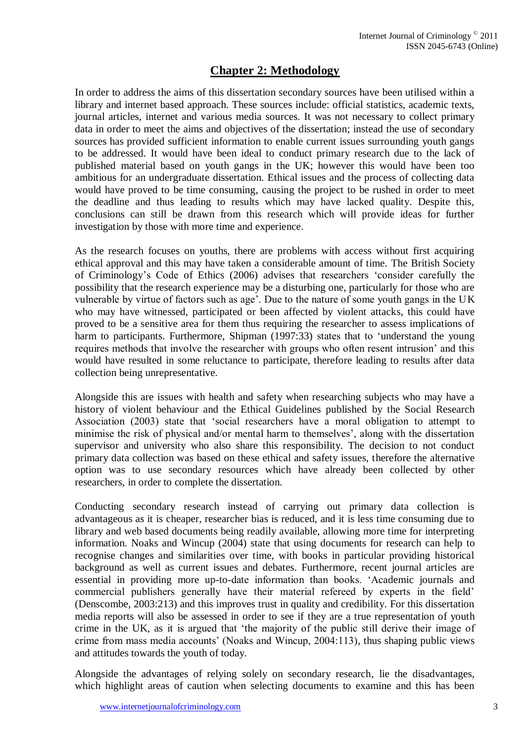## Chapter 2: Methodology

In order to address the aims of this dissertation secondary sources have been utilised within a library and internet based approach. These sources include: official statistics, academic texts, journal articles, internet and various media sources. It was not necessary to collect primary data in order to meet the aims and objectives of the dissertation; instead the use of secondary sources has provided sufficient information to enable current issues surrounding youth gangs to be addressed. It would have been ideal to conduct primary research due to the lack of published material based on youth gangs in the UK; however this would have been too ambitious for an undergraduate dissertation. Ethical issues and the process of collecting data would have proved to be time consuming, causing the project to be rushed in order to meet the deadline and thus leading to results which may have lacked quality. Despite this, conclusions can still be drawn from this research which will provide ideas for further investigation by those with more time and experience.

As the research focuses on youths, there are problems with access without first acquiring ethical approval and this may have taken a considerable amount of time. The British Society of Criminology's Code of Ethics (2006) advises that researchers 'consider carefully the possibility that the research experience may be a disturbing one, particularly for those who are vulnerable by virtue of factors such as age'. Due to the nature of some youth gangs in the UK who may have witnessed, participated or been affected by violent attacks, this could have proved to be a sensitive area for them thus requiring the researcher to assess implications of harm to participants. Furthermore, Shipman (1997:33) states that to 'understand the young requires methods that involve the researcher with groups who often resent intrusion' and this would have resulted in some reluctance to participate, therefore leading to results after data collection being unrepresentative.

Alongside this are issues with health and safety when researching subjects who may have a history of violent behaviour and the Ethical Guidelines published by the Social Research Association (2003) state that 'social researchers have a moral obligation to attempt to minimise the risk of physical and/or mental harm to themselves', along with the dissertation supervisor and university who also share this responsibility. The decision to not conduct primary data collection was based on these ethical and safety issues, therefore the alternative option was to use secondary resources which have already been collected by other researchers, in order to complete the dissertation.

Conducting secondary research instead of carrying out primary data collection is advantageous as it is cheaper, researcher bias is reduced, and it is less time consuming due to library and web based documents being readily available, allowing more time for interpreting information. Noaks and Wincup (2004) state that using documents for research can help to recognise changes and similarities over time, with books in particular providing historical background as well as current issues and debates. Furthermore, recent journal articles are essential in providing more up-to-date information than books. 'Academic journals and commercial publishers generally have their material refereed by experts in the field' (Denscombe, 2003:213) and this improves trust in quality and credibility. For this dissertation media reports will also be assessed in order to see if they are a true representation of youth crime in the UK, as it is argued that 'the majority of the public still derive their image of crime from mass media accounts' (Noaks and Wincup, 2004:113), thus shaping public views and attitudes towards the youth of today.

Alongside the advantages of relying solely on secondary research, lie the disadvantages, which highlight areas of caution when selecting documents to examine and this has been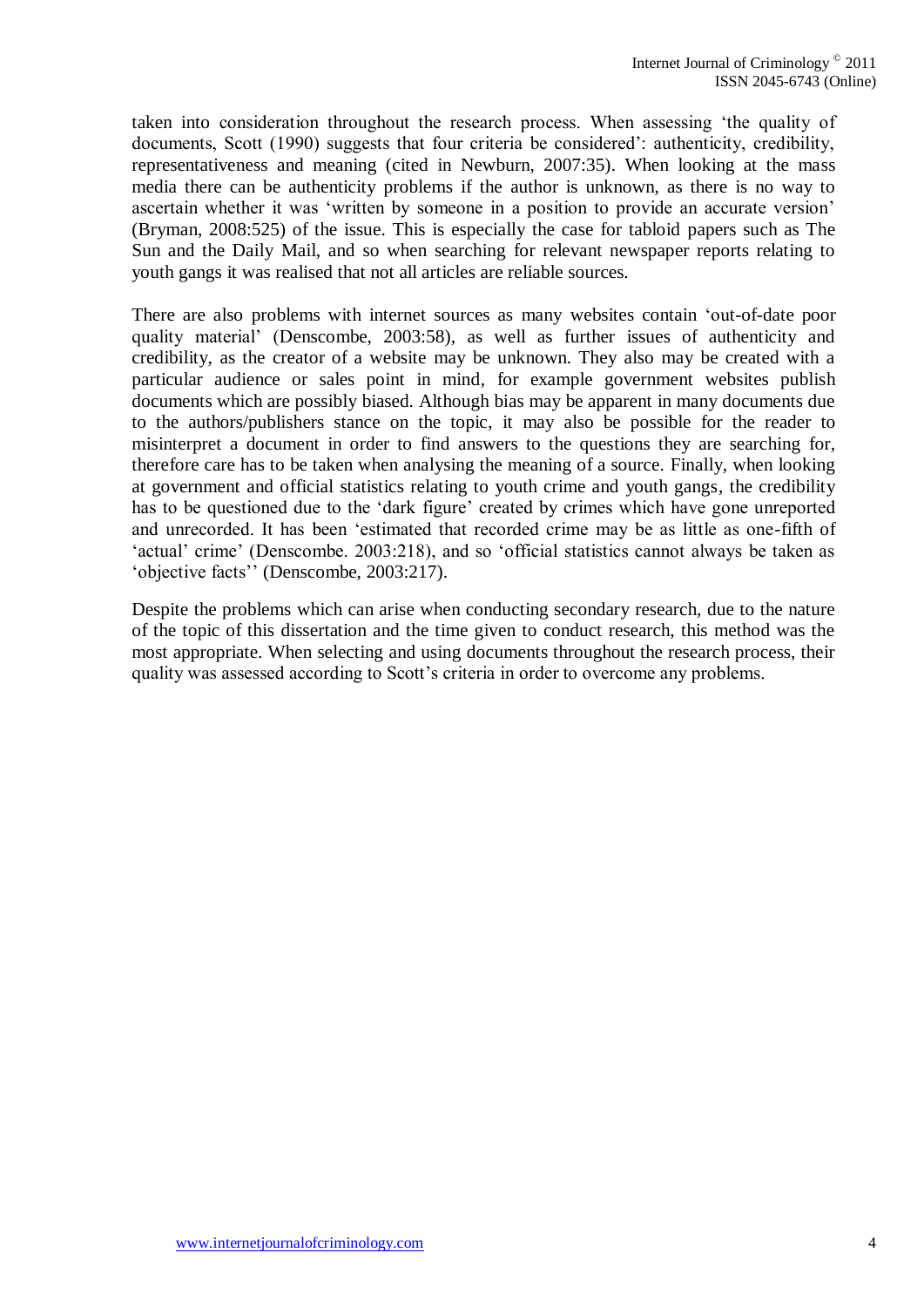taken into consideration throughout the research process. When assessing 'the quality of documents, Scott (1990) suggests that four criteria be considered': authenticity, credibility, representativeness and meaning (cited in Newburn, 2007:35). When looking at the mass media there can be authenticity problems if the author is unknown, as there is no way to ascertain whether it was 'written by someone in a position to provide an accurate version' (Bryman, 2008:525) of the issue. This is especially the case for tabloid papers such as The Sun and the Daily Mail, and so when searching for relevant newspaper reports relating to youth gangs it was realised that not all articles are reliable sources.

There are also problems with internet sources as many websites contain 'out-of-date poor quality material' (Denscombe, 2003:58), as well as further issues of authenticity and credibility, as the creator of a website may be unknown. They also may be created with a particular audience or sales point in mind, for example government websites publish documents which are possibly biased. Although bias may be apparent in many documents due to the authors/publishers stance on the topic, it may also be possible for the reader to misinterpret a document in order to find answers to the questions they are searching for, therefore care has to be taken when analysing the meaning of a source. Finally, when looking at government and official statistics relating to youth crime and youth gangs, the credibility has to be questioned due to the 'dark figure' created by crimes which have gone unreported and unrecorded. It has been 'estimated that recorded crime may be as little as one-fifth of 'actual' crime' (Denscombe. 2003:218), and so 'official statistics cannot always be taken as 'objective facts'' (Denscombe, 2003:217).

Despite the problems which can arise when conducting secondary research, due to the nature of the topic of this dissertation and the time given to conduct research, this method was the most appropriate. When selecting and using documents throughout the research process, their quality was assessed according to Scott's criteria in order to overcome any problems.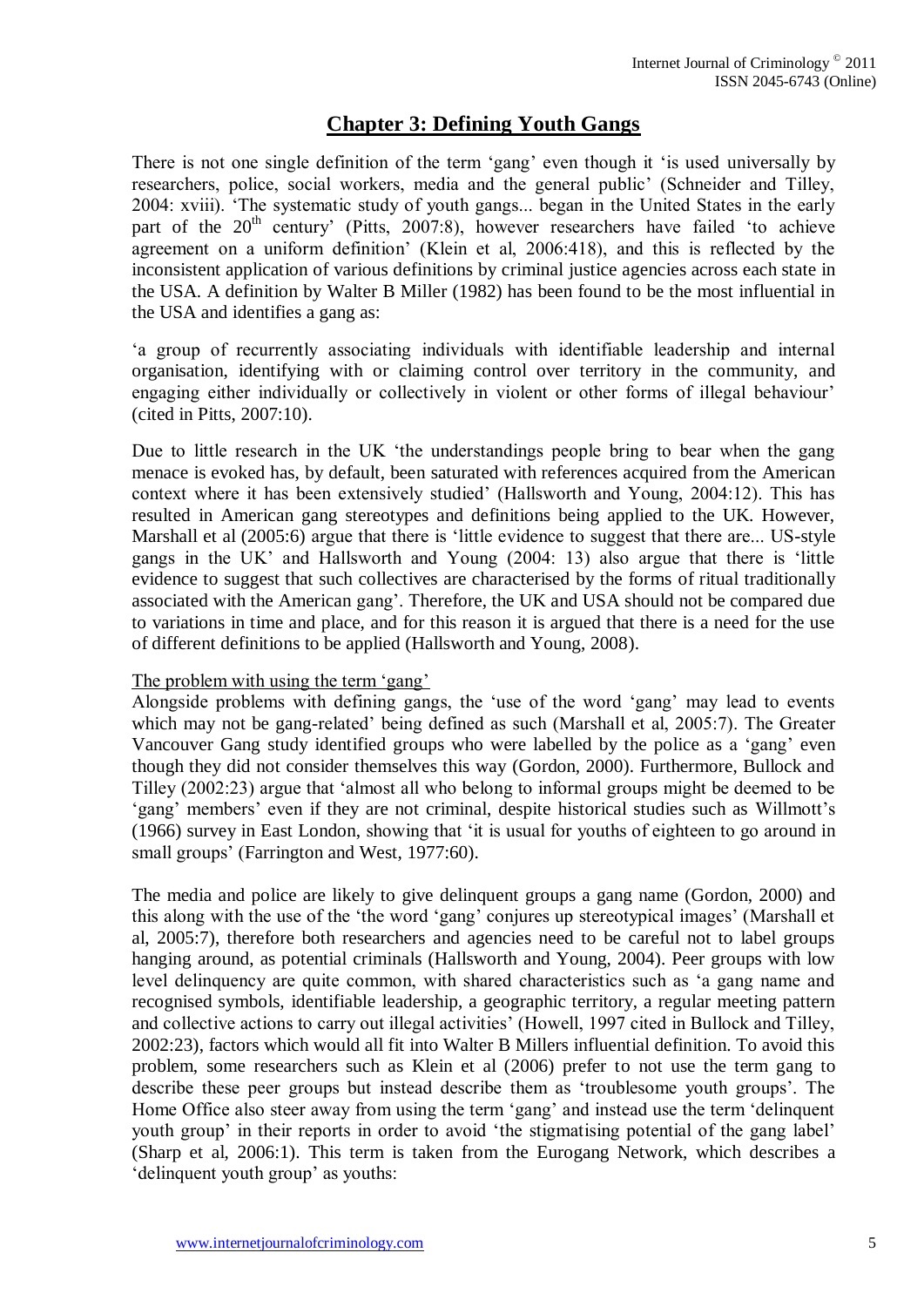# Chapter 3: Defining Youth Gangs

There is not one single definition of the term 'gang' even though it 'is used universally by researchers, police, social workers, media and the general public' (Schneider and Tilley, 2004: xviii). 'The systematic study of youth gangs... began in the United States in the early part of the 20th century' (Pitts, 2007:8), however researchers have failed 'to achieve agreement on a uniform definition' (Klein et al, 2006:418), and this is reflected by the inconsistent application of various definitions by criminal justice agencies across each state in the USA. A definition by Walter B Miller (1982) has been found to be the most influential in the USA and identifies a gang as:

'a group of recurrently associating individuals with identifiable leadership and internal organisation, identifying with or claiming control over territory in the community, and engaging either individually or collectively in violent or other forms of illegal behaviour' (cited in Pitts, 2007:10).

Due to little research in the UK 'the understandings people bring to bear when the gang menace is evoked has, by default, been saturated with references acquired from the American context where it has been extensively studied' (Hallsworth and Young, 2004:12). This has resulted in American gang stereotypes and definitions being applied to the UK. However, Marshall et al (2005:6) argue that there is 'little evidence to suggest that there are... US-style gangs in the UK' and Hallsworth and Young (2004: 13) also argue that there is 'little evidence to suggest that such collectives are characterised by the forms of ritual traditionally associated with the American gang'. Therefore, the UK and USA should not be compared due to variations in time and place, and for this reason it is argued that there is a need for the use of different definitions to be applied (Hallsworth and Young, 2008).

## The problem with using the term 'gang'

Alongside problems with defining gangs, the 'use of the word 'gang' may lead to events which may not be gang-related' being defined as such (Marshall et al, 2005:7). The Greater Vancouver Gang study identified groups who were labelled by the police as a 'gang' even though they did not consider themselves this way (Gordon, 2000). Furthermore, Bullock and Tilley (2002:23) argue that 'almost all who belong to informal groups might be deemed to be 'gang' members' even if they are not criminal, despite historical studies such as Willmott's (1966) survey in East London, showing that 'it is usual for youths of eighteen to go around in small groups' (Farrington and West, 1977:60).

The media and police are likely to give delinquent groups a gang name (Gordon, 2000) and this along with the use of the 'the word 'gang' conjures up stereotypical images' (Marshall et al, 2005:7), therefore both researchers and agencies need to be careful not to label groups hanging around, as potential criminals (Hallsworth and Young, 2004). Peer groups with low level delinquency are quite common, with shared characteristics such as 'a gang name and recognised symbols, identifiable leadership, a geographic territory, a regular meeting pattern and collective actions to carry out illegal activities' (Howell, 1997 cited in Bullock and Tilley, 2002:23), factors which would all fit into Walter B Millers influential definition. To avoid this problem, some researchers such as Klein et al (2006) prefer to not use the term gang to describe these peer groups but instead describe them as 'troublesome youth groups'. The Home Office also steer away from using the term 'gang' and instead use the term 'delinquent youth group' in their reports in order to avoid 'the stigmatising potential of the gang label' (Sharp et al, 2006:1). This term is taken from the Eurogang Network, which describes a 'delinquent youth group' as youths: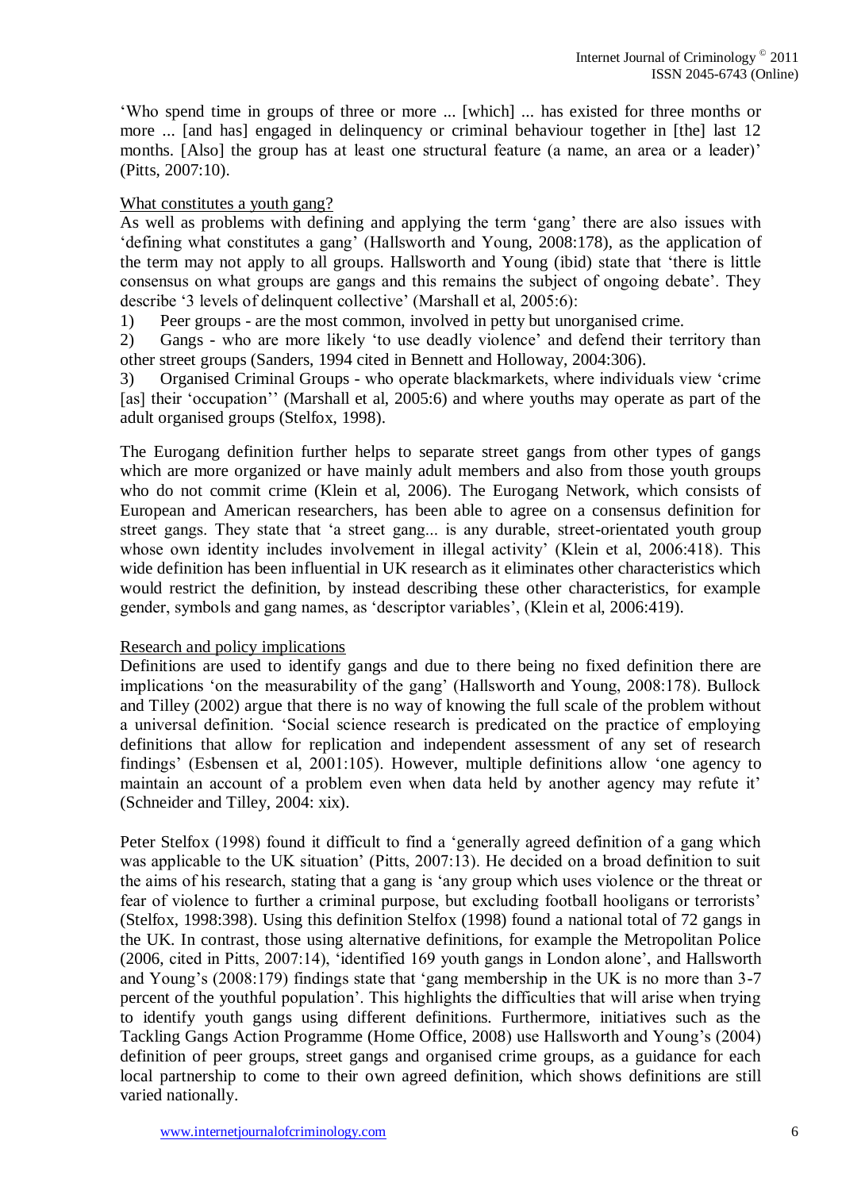'Who spend time in groups of three or more ... [which] ... has existed for three months or more ... [and has] engaged in delinquency or criminal behaviour together in [the] last 12 months. [Also] the group has at least one structural feature (a name, an area or a leader)' (Pitts, 2007:10).

### What constitutes a youth gang?

As well as problems with defining and applying the term 'gang' there are also issues with 'defining what constitutes a gang' (Hallsworth and Young, 2008:178), as the application of the term may not apply to all groups. Hallsworth and Young (ibid) state that 'there is little consensus on what groups are gangs and this remains the subject of ongoing debate'. They describe '3 levels of delinquent collective' (Marshall et al, 2005:6):

1) Peer groups - are the most common, involved in petty but unorganised crime.
2) Gangs - who are more likely 'to use deadly violence' and defend their territory than other street groups (Sanders, 1994 cited in Bennett and Holloway, 2004:306).
3) Organised Criminal Groups - who operate blackmarkets, where individuals view 'crime [as] their 'occupation'' (Marshall et al, 2005:6) and where youths may operate as part of the adult organised groups (Stelfox, 1998).

The Eurogang definition further helps to separate street gangs from other types of gangs which are more organized or have mainly adult members and also from those youth groups who do not commit crime (Klein et al, 2006). The Eurogang Network, which consists of European and American researchers, has been able to agree on a consensus definition for street gangs. They state that 'a street gang... is any durable, street-orientated youth group whose own identity includes involvement in illegal activity' (Klein et al, 2006:418). This wide definition has been influential in UK research as it eliminates other characteristics which would restrict the definition, by instead describing these other characteristics, for example gender, symbols and gang names, as 'descriptor variables', (Klein et al, 2006:419).

### Research and policy implications

Definitions are used to identify gangs and due to there being no fixed definition there are implications 'on the measurability of the gang' (Hallsworth and Young, 2008:178). Bullock and Tilley (2002) argue that there is no way of knowing the full scale of the problem without a universal definition. 'Social science research is predicated on the practice of employing definitions that allow for replication and independent assessment of any set of research findings' (Esbensen et al, 2001:105). However, multiple definitions allow 'one agency to maintain an account of a problem even when data held by another agency may refute it' (Schneider and Tilley, 2004: xix).

Peter Stelfox (1998) found it difficult to find a 'generally agreed definition of a gang which was applicable to the UK situation' (Pitts, 2007:13). He decided on a broad definition to suit the aims of his research, stating that a gang is 'any group which uses violence or the threat or fear of violence to further a criminal purpose, but excluding football hooligans or terrorists' (Stelfox, 1998:398). Using this definition Stelfox (1998) found a national total of 72 gangs in the UK. In contrast, those using alternative definitions, for example the Metropolitan Police (2006, cited in Pitts, 2007:14), 'identified 169 youth gangs in London alone', and Hallsworth and Young's (2008:179) findings state that 'gang membership in the UK is no more than 3-7 percent of the youthful population'. This highlights the difficulties that will arise when trying to identify youth gangs using different definitions. Furthermore, initiatives such as the Tackling Gangs Action Programme (Home Office, 2008) use Hallsworth and Young's (2004) definition of peer groups, street gangs and organised crime groups, as a guidance for each local partnership to come to their own agreed definition, which shows definitions are still varied nationally.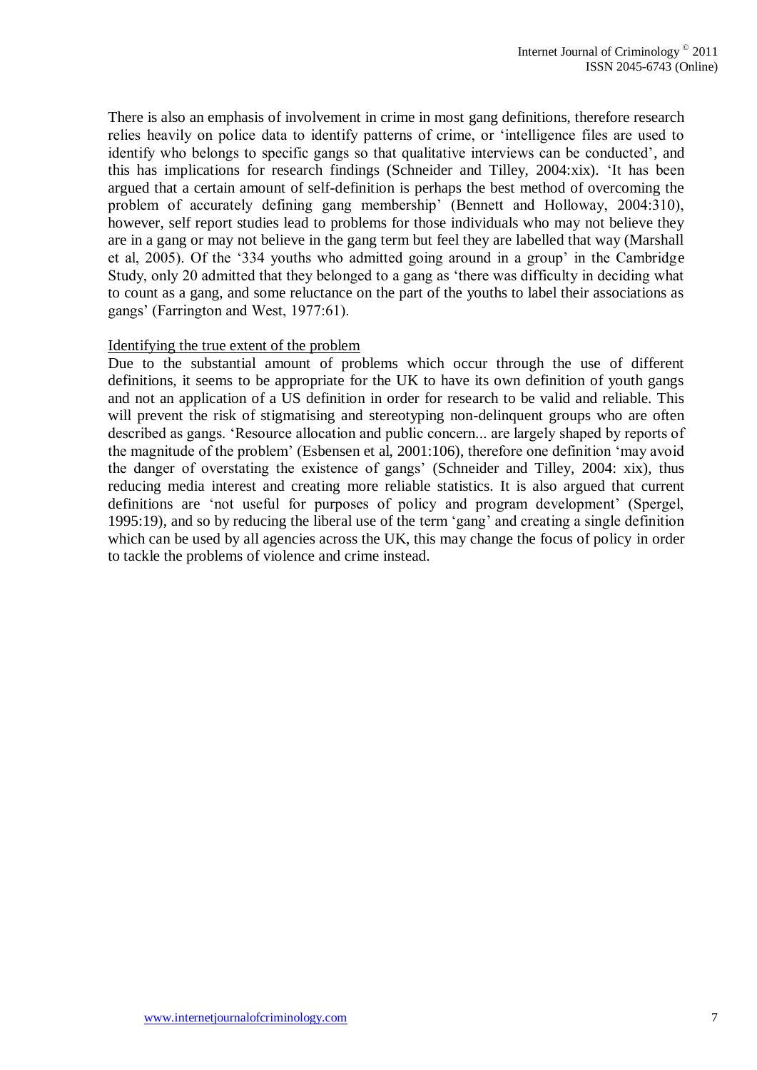There is also an emphasis of involvement in crime in most gang definitions, therefore research relies heavily on police data to identify patterns of crime, or 'intelligence files are used to identify who belongs to specific gangs so that qualitative interviews can be conducted', and this has implications for research findings (Schneider and Tilley, 2004:xix). 'It has been argued that a certain amount of self-definition is perhaps the best method of overcoming the problem of accurately defining gang membership' (Bennett and Holloway, 2004:310), however, self report studies lead to problems for those individuals who may not believe they are in a gang or may not believe in the gang term but feel they are labelled that way (Marshall et al, 2005). Of the '334 youths who admitted going around in a group' in the Cambridge Study, only 20 admitted that they belonged to a gang as 'there was difficulty in deciding what to count as a gang, and some reluctance on the part of the youths to label their associations as gangs' (Farrington and West, 1977:61).

Identifying the true extent of the problem

Due to the substantial amount of problems which occur through the use of different definitions, it seems to be appropriate for the UK to have its own definition of youth gangs and not an application of a US definition in order for research to be valid and reliable. This will prevent the risk of stigmatising and stereotyping non-delinquent groups who are often described as gangs. 'Resource allocation and public concern... are largely shaped by reports of the magnitude of the problem' (Esbensen et al, 2001:106), therefore one definition 'may avoid the danger of overstating the existence of gangs' (Schneider and Tilley, 2004: xix), thus reducing media interest and creating more reliable statistics. It is also argued that current definitions are 'not useful for purposes of policy and program development' (Spergel, 1995:19), and so by reducing the liberal use of the term 'gang' and creating a single definition which can be used by all agencies across the UK, this may change the focus of policy in order to tackle the problems of violence and crime instead.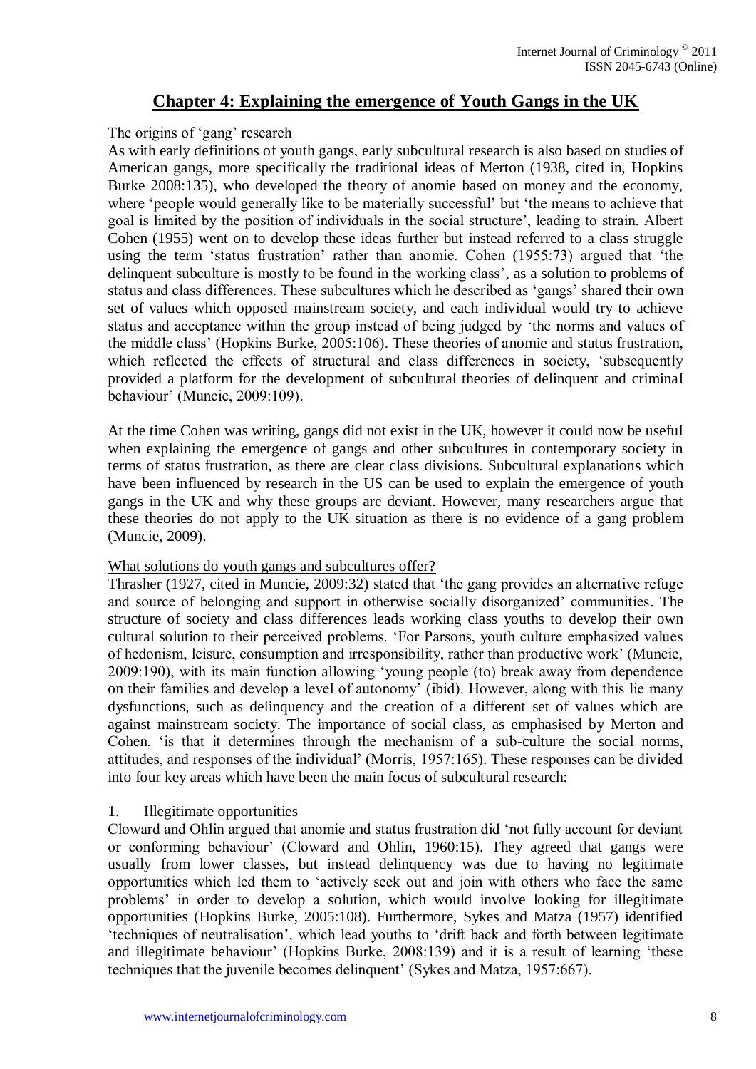## Chapter 4: Explaining the emergence of Youth Gangs in the UK

The origins of 'gang' research

As with early definitions of youth gangs, early subcultural research is also based on studies of American gangs, more specifically the traditional ideas of Merton (1938, cited in, Hopkins Burke 2008:135), who developed the theory of anomie based on money and the economy, where 'people would generally like to be materially successful' but 'the means to achieve that goal is limited by the position of individuals in the social structure', leading to strain. Albert Cohen (1955) went on to develop these ideas further but instead referred to a class struggle using the term 'status frustration' rather than anomie. Cohen (1955:73) argued that 'the delinquent subculture is mostly to be found in the working class', as a solution to problems of status and class differences. These subcultures which he described as 'gangs' shared their own set of values which opposed mainstream society, and each individual would try to achieve status and acceptance within the group instead of being judged by 'the norms and values of the middle class' (Hopkins Burke, 2005:106). These theories of anomie and status frustration, which reflected the effects of structural and class differences in society, 'subsequently provided a platform for the development of subcultural theories of delinquent and criminal behaviour' (Muncie, 2009:109).

At the time Cohen was writing, gangs did not exist in the UK, however it could now be useful when explaining the emergence of gangs and other subcultures in contemporary society in terms of status frustration, as there are clear class divisions. Subcultural explanations which have been influenced by research in the US can be used to explain the emergence of youth gangs in the UK and why these groups are deviant. However, many researchers argue that these theories do not apply to the UK situation as there is no evidence of a gang problem (Muncie, 2009).

What solutions do youth gangs and subcultures offer?

Thrasher (1927, cited in Muncie, 2009:32) stated that 'the gang provides an alternative refuge and source of belonging and support in otherwise socially disorganized' communities. The structure of society and class differences leads working class youths to develop their own cultural solution to their perceived problems. 'For Parsons, youth culture emphasized values of hedonism, leisure, consumption and irresponsibility, rather than productive work' (Muncie, 2009:190), with its main function allowing 'young people (to) break away from dependence on their families and develop a level of autonomy' (ibid). However, along with this lie many dysfunctions, such as delinquency and the creation of a different set of values which are against mainstream society. The importance of social class, as emphasised by Merton and Cohen, 'is that it determines through the mechanism of a sub-culture the social norms, attitudes, and responses of the individual' (Morris, 1957:165). These responses can be divided into four key areas which have been the main focus of subcultural research:

1. Illegitimate opportunities

Cloward and Ohlin argued that anomie and status frustration did 'not fully account for deviant or conforming behaviour' (Cloward and Ohlin, 1960:15). They agreed that gangs were usually from lower classes, but instead delinquency was due to having no legitimate opportunities which led them to 'actively seek out and join with others who face the same problems' in order to develop a solution, which would involve looking for illegitimate opportunities (Hopkins Burke, 2005:108). Furthermore, Sykes and Matza (1957) identified 'techniques of neutralisation', which lead youths to 'drift back and forth between legitimate and illegitimate behaviour' (Hopkins Burke, 2008:139) and it is a result of learning 'these techniques that the juvenile becomes delinquent' (Sykes and Matza, 1957:667).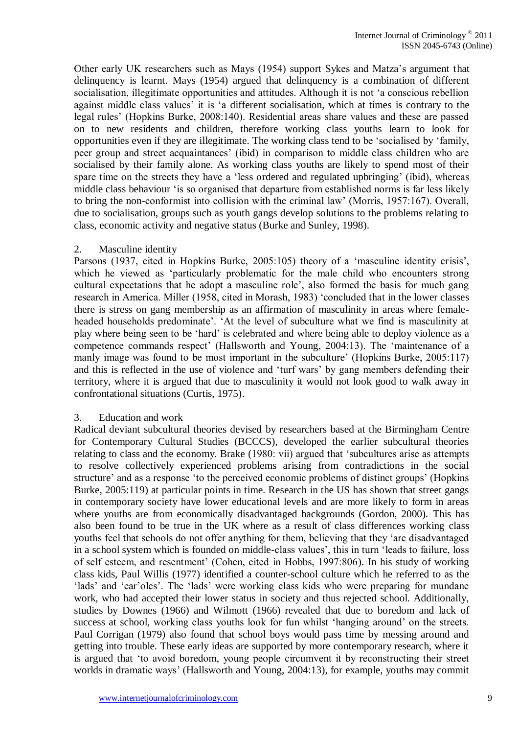Other early UK researchers such as Mays (1954) support Sykes and Matza's argument that delinquency is learnt. Mays (1954) argued that delinquency is a combination of different socialisation, illegitimate opportunities and attitudes. Although it is not 'a conscious rebellion against middle class values' it is 'a different socialisation, which at times is contrary to the legal rules' (Hopkins Burke, 2008:140). Residential areas share values and these are passed on to new residents and children, therefore working class youths learn to look for opportunities even if they are illegitimate. The working class tend to be 'socialised by 'family, peer group and street acquaintances' (ibid) in comparison to middle class children who are socialised by their family alone. As working class youths are likely to spend most of their spare time on the streets they have a 'less ordered and regulated upbringing' (ibid), whereas middle class behaviour 'is so organised that departure from established norms is far less likely to bring the non-conformist into collision with the criminal law' (Morris, 1957:167). Overall, due to socialisation, groups such as youth gangs develop solutions to the problems relating to class, economic activity and negative status (Burke and Sunley, 1998).

### 2. Masculine identity

Parsons (1937, cited in Hopkins Burke, 2005:105) theory of a 'masculine identity crisis', which he viewed as 'particularly problematic for the male child who encounters strong cultural expectations that he adopt a masculine role', also formed the basis for much gang research in America. Miller (1958, cited in Morash, 1983) 'concluded that in the lower classes there is stress on gang membership as an affirmation of masculinity in areas where female-headed households predominate'. 'At the level of subculture what we find is masculinity at play where being seen to be 'hard' is celebrated and where being able to deploy violence as a competence commands respect' (Hallsworth and Young, 2004:13). The 'maintenance of a manly image was found to be most important in the subculture' (Hopkins Burke, 2005:117) and this is reflected in the use of violence and 'turf wars' by gang members defending their territory, where it is argued that due to masculinity it would not look good to walk away in confrontational situations (Curtis, 1975).

### 3. Education and work

Radical deviant subcultural theories devised by researchers based at the Birmingham Centre for Contemporary Cultural Studies (BCCCS), developed the earlier subcultural theories relating to class and the economy. Brake (1980: vii) argued that 'subcultures arise as attempts to resolve collectively experienced problems arising from contradictions in the social structure' and as a response 'to the perceived economic problems of distinct groups' (Hopkins Burke, 2005:119) at particular points in time. Research in the US has shown that street gangs in contemporary society have lower educational levels and are more likely to form in areas where youths are from economically disadvantaged backgrounds (Gordon, 2000). This has also been found to be true in the UK where as a result of class differences working class youths feel that schools do not offer anything for them, believing that they 'are disadvantaged in a school system which is founded on middle-class values', this in turn 'leads to failure, loss of self esteem, and resentment' (Cohen, cited in Hobbs, 1997:806). In his study of working class kids, Paul Willis (1977) identified a counter-school culture which he referred to as the 'lads' and 'ear'oles'. The 'lads' were working class kids who were preparing for mundane work, who had accepted their lower status in society and thus rejected school. Additionally, studies by Downes (1966) and Wilmott (1966) revealed that due to boredom and lack of success at school, working class youths look for fun whilst 'hanging around' on the streets. Paul Corrigan (1979) also found that school boys would pass time by messing around and getting into trouble. These early ideas are supported by more contemporary research, where it is argued that 'to avoid boredom, young people circumvent it by reconstructing their street worlds in dramatic ways' (Hallsworth and Young, 2004:13), for example, youths may commit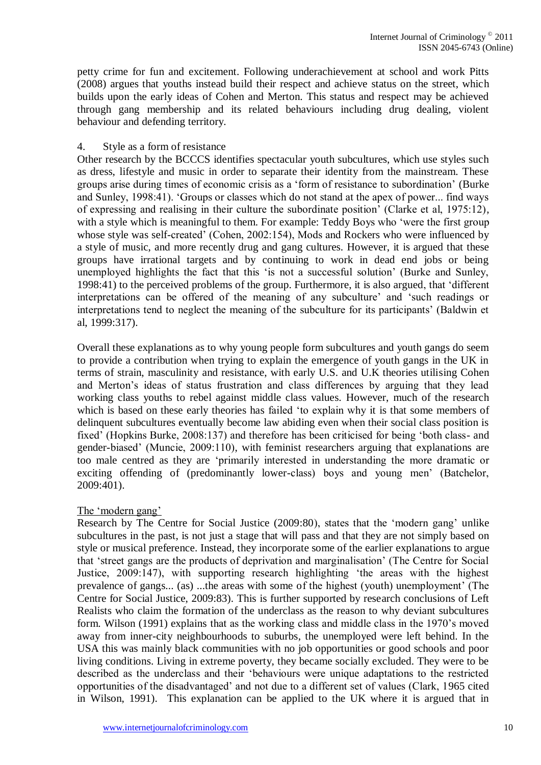petty crime for fun and excitement. Following underachievement at school and work Pitts (2008) argues that youths instead build their respect and achieve status on the street, which builds upon the early ideas of Cohen and Merton. This status and respect may be achieved through gang membership and its related behaviours including drug dealing, violent behaviour and defending territory.

4. Style as a form of resistance

Other research by the BCCCS identifies spectacular youth subcultures, which use styles such as dress, lifestyle and music in order to separate their identity from the mainstream. These groups arise during times of economic crisis as a 'form of resistance to subordination' (Burke and Sunley, 1998:41). 'Groups or classes which do not stand at the apex of power... find ways of expressing and realising in their culture the subordinate position' (Clarke et al, 1975:12), with a style which is meaningful to them. For example: Teddy Boys who 'were the first group whose style was self-created' (Cohen, 2002:154), Mods and Rockers who were influenced by a style of music, and more recently drug and gang cultures. However, it is argued that these groups have irrational targets and by continuing to work in dead end jobs or being unemployed highlights the fact that this 'is not a successful solution' (Burke and Sunley, 1998:41) to the perceived problems of the group. Furthermore, it is also argued, that 'different interpretations can be offered of the meaning of any subculture' and 'such readings or interpretations tend to neglect the meaning of the subculture for its participants' (Baldwin et al, 1999:317).

Overall these explanations as to why young people form subcultures and youth gangs do seem to provide a contribution when trying to explain the emergence of youth gangs in the UK in terms of strain, masculinity and resistance, with early U.S. and U.K theories utilising Cohen and Merton's ideas of status frustration and class differences by arguing that they lead working class youths to rebel against middle class values. However, much of the research which is based on these early theories has failed 'to explain why it is that some members of delinquent subcultures eventually become law abiding even when their social class position is fixed' (Hopkins Burke, 2008:137) and therefore has been criticised for being 'both class- and gender-biased' (Muncie, 2009:110), with feminist researchers arguing that explanations are too male centred as they are 'primarily interested in understanding the more dramatic or exciting offending of (predominantly lower-class) boys and young men' (Batchelor, 2009:401).

The 'modern gang'

Research by The Centre for Social Justice (2009:80), states that the 'modern gang' unlike subcultures in the past, is not just a stage that will pass and that they are not simply based on style or musical preference. Instead, they incorporate some of the earlier explanations to argue that 'street gangs are the products of deprivation and marginalisation' (The Centre for Social Justice, 2009:147), with supporting research highlighting 'the areas with the highest prevalence of gangs... (as) ...the areas with some of the highest (youth) unemployment' (The Centre for Social Justice, 2009:83). This is further supported by research conclusions of Left Realists who claim the formation of the underclass as the reason to why deviant subcultures form. Wilson (1991) explains that as the working class and middle class in the 1970's moved away from inner-city neighbourhoods to suburbs, the unemployed were left behind. In the USA this was mainly black communities with no job opportunities or good schools and poor living conditions. Living in extreme poverty, they became socially excluded. They were to be described as the underclass and their 'behaviours were unique adaptations to the restricted opportunities of the disadvantaged' and not due to a different set of values (Clark, 1965 cited in Wilson, 1991). This explanation can be applied to the UK where it is argued that in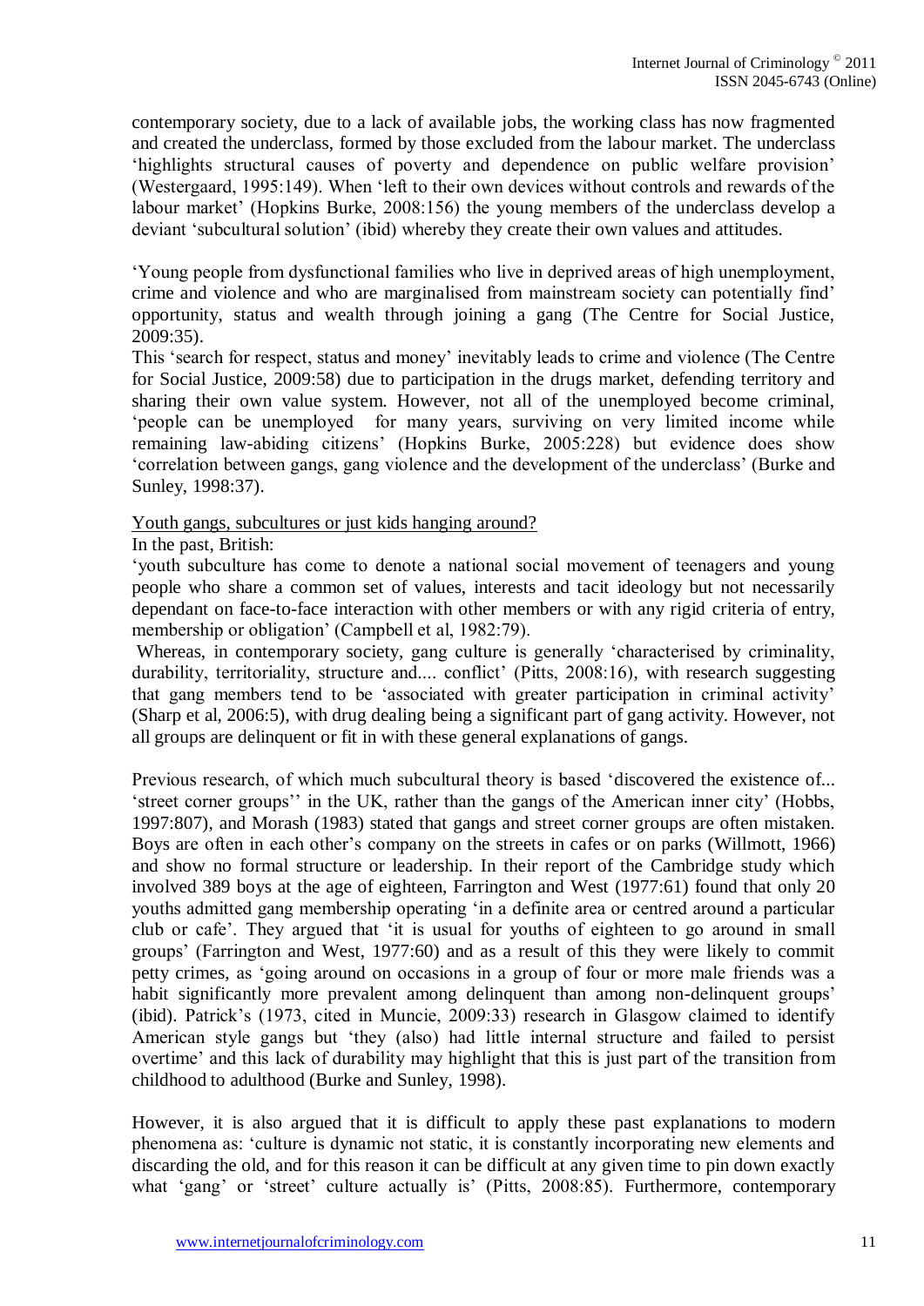contemporary society, due to a lack of available jobs, the working class has now fragmented and created the underclass, formed by those excluded from the labour market. The underclass 'highlights structural causes of poverty and dependence on public welfare provision' (Westergaard, 1995:149). When 'left to their own devices without controls and rewards of the labour market' (Hopkins Burke, 2008:156) the young members of the underclass develop a deviant 'subcultural solution' (ibid) whereby they create their own values and attitudes.

'Young people from dysfunctional families who live in deprived areas of high unemployment, crime and violence and who are marginalised from mainstream society can potentially find' opportunity, status and wealth through joining a gang (The Centre for Social Justice, 2009:35).

This 'search for respect, status and money' inevitably leads to crime and violence (The Centre for Social Justice, 2009:58) due to participation in the drugs market, defending territory and sharing their own value system. However, not all of the unemployed become criminal, 'people can be unemployed for many years, surviving on very limited income while remaining law-abiding citizens' (Hopkins Burke, 2005:228) but evidence does show 'correlation between gangs, gang violence and the development of the underclass' (Burke and Sunley, 1998:37).

Youth gangs, subcultures or just kids hanging around?

In the past, British:

'youth subculture has come to denote a national social movement of teenagers and young people who share a common set of values, interests and tacit ideology but not necessarily dependant on face-to-face interaction with other members or with any rigid criteria of entry, membership or obligation' (Campbell et al, 1982:79).

Whereas, in contemporary society, gang culture is generally 'characterised by criminality, durability, territoriality, structure and.... conflict' (Pitts, 2008:16), with research suggesting that gang members tend to be 'associated with greater participation in criminal activity' (Sharp et al, 2006:5), with drug dealing being a significant part of gang activity. However, not all groups are delinquent or fit in with these general explanations of gangs.

Previous research, of which much subcultural theory is based 'discovered the existence of... 'street corner groups'' in the UK, rather than the gangs of the American inner city' (Hobbs, 1997:807), and Morash (1983) stated that gangs and street corner groups are often mistaken. Boys are often in each other's company on the streets in cafes or on parks (Willmott, 1966) and show no formal structure or leadership. In their report of the Cambridge study which involved 389 boys at the age of eighteen, Farrington and West (1977:61) found that only 20 youths admitted gang membership operating 'in a definite area or centred around a particular club or cafe'. They argued that 'it is usual for youths of eighteen to go around in small groups' (Farrington and West, 1977:60) and as a result of this they were likely to commit petty crimes, as 'going around on occasions in a group of four or more male friends was a habit significantly more prevalent among delinquent than among non-delinquent groups' (ibid). Patrick's (1973, cited in Muncie, 2009:33) research in Glasgow claimed to identify American style gangs but 'they (also) had little internal structure and failed to persist overtime' and this lack of durability may highlight that this is just part of the transition from childhood to adulthood (Burke and Sunley, 1998).

However, it is also argued that it is difficult to apply these past explanations to modern phenomena as: 'culture is dynamic not static, it is constantly incorporating new elements and discarding the old, and for this reason it can be difficult at any given time to pin down exactly what 'gang' or 'street' culture actually is' (Pitts, 2008:85). Furthermore, contemporary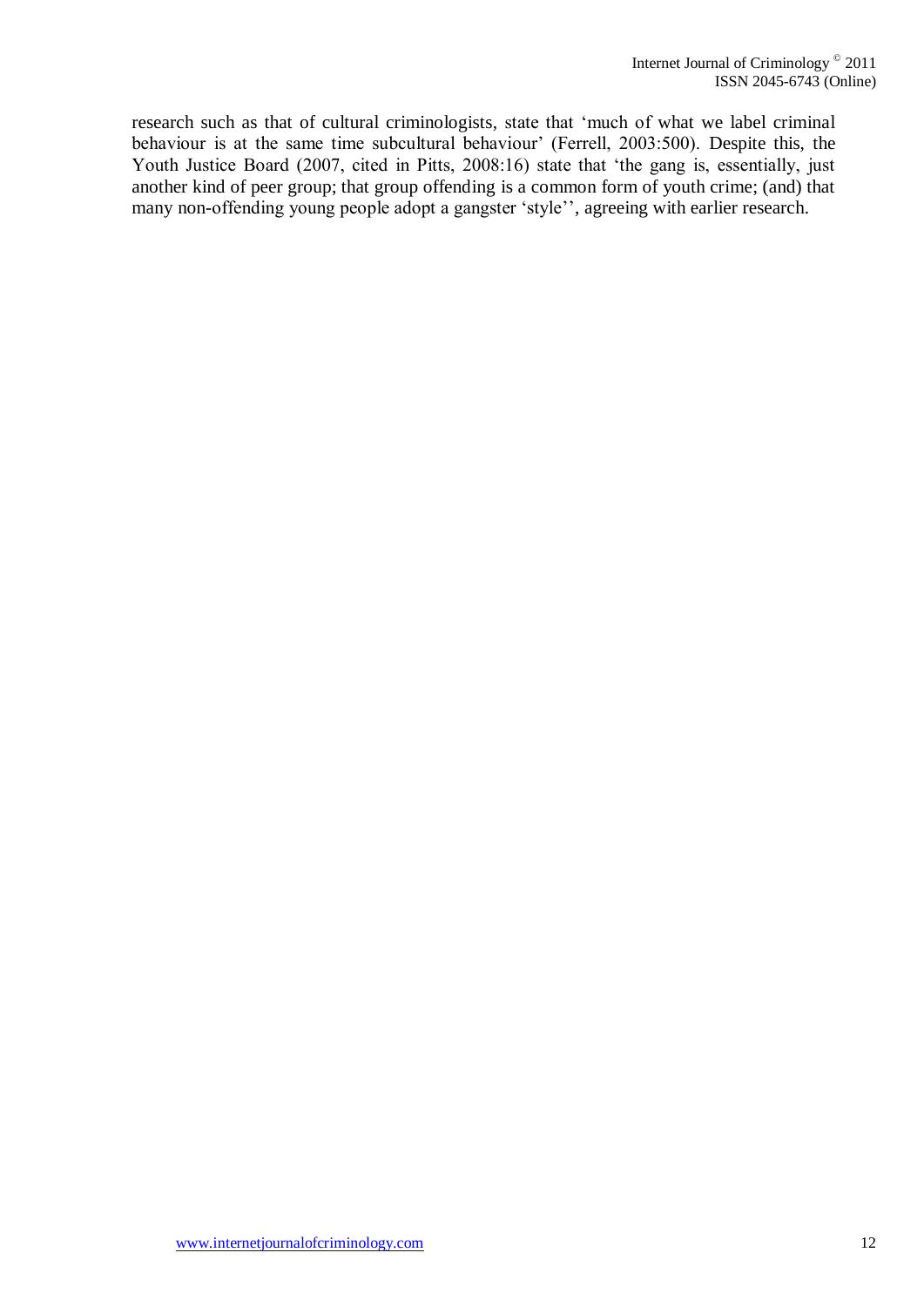research such as that of cultural criminologists, state that 'much of what we label criminal behaviour is at the same time subcultural behaviour' (Ferrell, 2003:500). Despite this, the Youth Justice Board (2007, cited in Pitts, 2008:16) state that 'the gang is, essentially, just another kind of peer group; that group offending is a common form of youth crime; (and) that many non-offending young people adopt a gangster 'style'', agreeing with earlier research.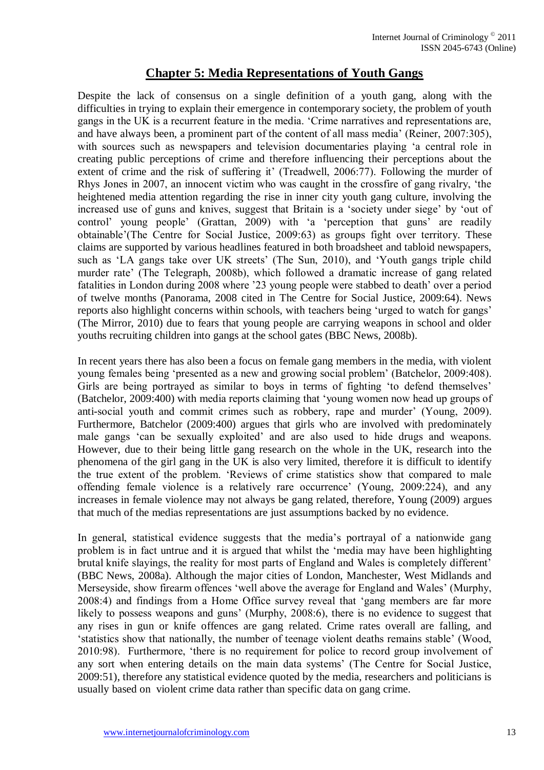## Chapter 5: Media Representations of Youth Gangs

Despite the lack of consensus on a single definition of a youth gang, along with the difficulties in trying to explain their emergence in contemporary society, the problem of youth gangs in the UK is a recurrent feature in the media. 'Crime narratives and representations are, and have always been, a prominent part of the content of all mass media' (Reiner, 2007:305), with sources such as newspapers and television documentaries playing 'a central role in creating public perceptions of crime and therefore influencing their perceptions about the extent of crime and the risk of suffering it' (Treadwell, 2006:77). Following the murder of Rhys Jones in 2007, an innocent victim who was caught in the crossfire of gang rivalry, 'the heightened media attention regarding the rise in inner city youth gang culture, involving the increased use of guns and knives, suggest that Britain is a 'society under siege' by 'out of control' young people' (Grattan, 2009) with 'a 'perception that guns' are readily obtainable'(The Centre for Social Justice, 2009:63) as groups fight over territory. These claims are supported by various headlines featured in both broadsheet and tabloid newspapers, such as 'LA gangs take over UK streets' (The Sun, 2010), and 'Youth gangs triple child murder rate' (The Telegraph, 2008b), which followed a dramatic increase of gang related fatalities in London during 2008 where '23 young people were stabbed to death' over a period of twelve months (Panorama, 2008 cited in The Centre for Social Justice, 2009:64). News reports also highlight concerns within schools, with teachers being 'urged to watch for gangs' (The Mirror, 2010) due to fears that young people are carrying weapons in school and older youths recruiting children into gangs at the school gates (BBC News, 2008b).

In recent years there has also been a focus on female gang members in the media, with violent young females being 'presented as a new and growing social problem' (Batchelor, 2009:408). Girls are being portrayed as similar to boys in terms of fighting 'to defend themselves' (Batchelor, 2009:400) with media reports claiming that 'young women now head up groups of anti-social youth and commit crimes such as robbery, rape and murder' (Young, 2009). Furthermore, Batchelor (2009:400) argues that girls who are involved with predominately male gangs 'can be sexually exploited' and are also used to hide drugs and weapons. However, due to their being little gang research on the whole in the UK, research into the phenomena of the girl gang in the UK is also very limited, therefore it is difficult to identify the true extent of the problem. 'Reviews of crime statistics show that compared to male offending female violence is a relatively rare occurrence' (Young, 2009:224), and any increases in female violence may not always be gang related, therefore, Young (2009) argues that much of the medias representations are just assumptions backed by no evidence.

In general, statistical evidence suggests that the media's portrayal of a nationwide gang problem is in fact untrue and it is argued that whilst the 'media may have been highlighting brutal knife slayings, the reality for most parts of England and Wales is completely different' (BBC News, 2008a). Although the major cities of London, Manchester, West Midlands and Merseyside, show firearm offences 'well above the average for England and Wales' (Murphy, 2008:4) and findings from a Home Office survey reveal that 'gang members are far more likely to possess weapons and guns' (Murphy, 2008:6), there is no evidence to suggest that any rises in gun or knife offences are gang related. Crime rates overall are falling, and 'statistics show that nationally, the number of teenage violent deaths remains stable' (Wood, 2010:98). Furthermore, 'there is no requirement for police to record group involvement of any sort when entering details on the main data systems' (The Centre for Social Justice, 2009:51), therefore any statistical evidence quoted by the media, researchers and politicians is usually based on violent crime data rather than specific data on gang crime.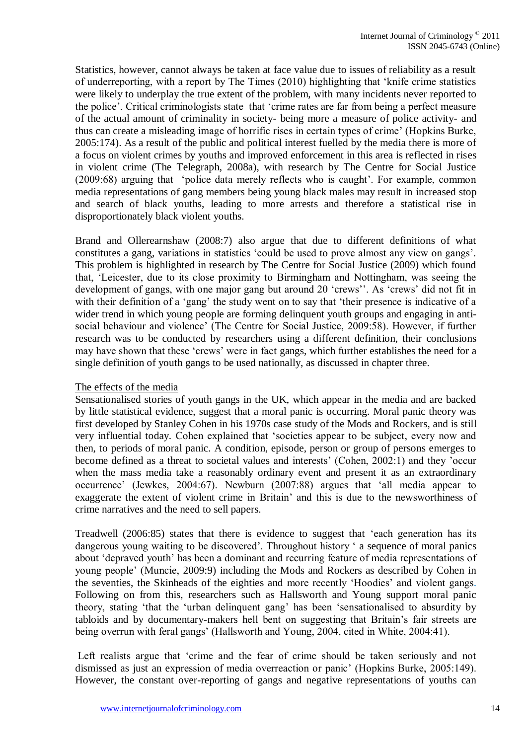Statistics, however, cannot always be taken at face value due to issues of reliability as a result of underreporting, with a report by The Times (2010) highlighting that 'knife crime statistics were likely to underplay the true extent of the problem, with many incidents never reported to the police'. Critical criminologists state that 'crime rates are far from being a perfect measure of the actual amount of criminality in society- being more a measure of police activity- and thus can create a misleading image of horrific rises in certain types of crime' (Hopkins Burke, 2005:174). As a result of the public and political interest fuelled by the media there is more of a focus on violent crimes by youths and improved enforcement in this area is reflected in rises in violent crime (The Telegraph, 2008a), with research by The Centre for Social Justice (2009:68) arguing that 'police data merely reflects who is caught'. For example, common media representations of gang members being young black males may result in increased stop and search of black youths, leading to more arrests and therefore a statistical rise in disproportionately black violent youths.

Brand and Ollerearnshaw (2008:7) also argue that due to different definitions of what constitutes a gang, variations in statistics 'could be used to prove almost any view on gangs'. This problem is highlighted in research by The Centre for Social Justice (2009) which found that, 'Leicester, due to its close proximity to Birmingham and Nottingham, was seeing the development of gangs, with one major gang but around 20 'crews''. As 'crews' did not fit in with their definition of a 'gang' the study went on to say that 'their presence is indicative of a wider trend in which young people are forming delinquent youth groups and engaging in anti-social behaviour and violence' (The Centre for Social Justice, 2009:58). However, if further research was to be conducted by researchers using a different definition, their conclusions may have shown that these 'crews' were in fact gangs, which further establishes the need for a single definition of youth gangs to be used nationally, as discussed in chapter three.

## The effects of the media

Sensationalised stories of youth gangs in the UK, which appear in the media and are backed by little statistical evidence, suggest that a moral panic is occurring. Moral panic theory was first developed by Stanley Cohen in his 1970s case study of the Mods and Rockers, and is still very influential today. Cohen explained that 'societies appear to be subject, every now and then, to periods of moral panic. A condition, episode, person or group of persons emerges to become defined as a threat to societal values and interests' (Cohen, 2002:1) and they 'occur when the mass media take a reasonably ordinary event and present it as an extraordinary occurrence' (Jewkes, 2004:67). Newburn (2007:88) argues that 'all media appear to exaggerate the extent of violent crime in Britain' and this is due to the newsworthiness of crime narratives and the need to sell papers.

Treadwell (2006:85) states that there is evidence to suggest that 'each generation has its dangerous young waiting to be discovered'. Throughout history ' a sequence of moral panics about 'depraved youth' has been a dominant and recurring feature of media representations of young people' (Muncie, 2009:9) including the Mods and Rockers as described by Cohen in the seventies, the Skinheads of the eighties and more recently 'Hoodies' and violent gangs. Following on from this, researchers such as Hallsworth and Young support moral panic theory, stating 'that the 'urban delinquent gang' has been 'sensationalised to absurdity by tabloids and by documentary-makers hell bent on suggesting that Britain's fair streets are being overrun with feral gangs' (Hallsworth and Young, 2004, cited in White, 2004:41).

Left realists argue that 'crime and the fear of crime should be taken seriously and not dismissed as just an expression of media overreaction or panic' (Hopkins Burke, 2005:149). However, the constant over-reporting of gangs and negative representations of youths can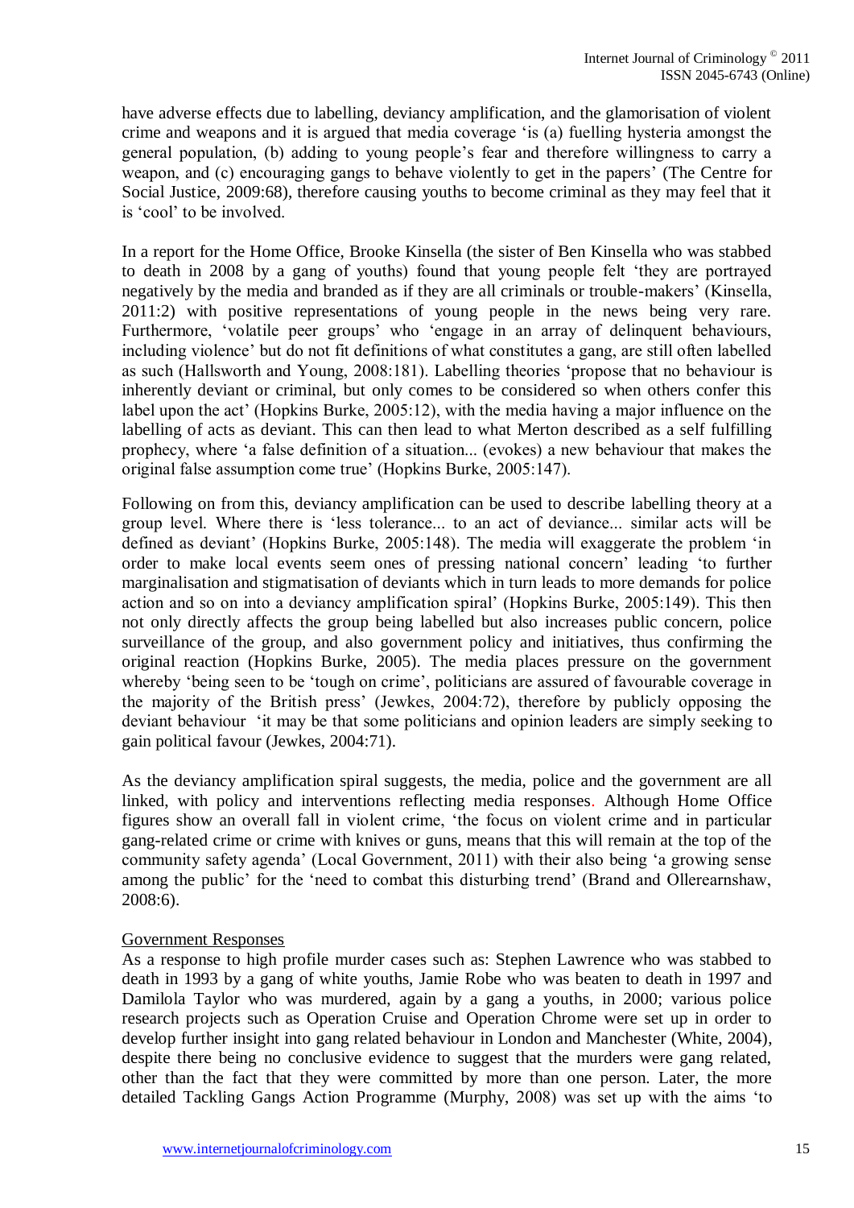have adverse effects due to labelling, deviancy amplification, and the glamorisation of violent crime and weapons and it is argued that media coverage 'is (a) fuelling hysteria amongst the general population, (b) adding to young people's fear and therefore willingness to carry a weapon, and (c) encouraging gangs to behave violently to get in the papers' (The Centre for Social Justice, 2009:68), therefore causing youths to become criminal as they may feel that it is 'cool' to be involved.

In a report for the Home Office, Brooke Kinsella (the sister of Ben Kinsella who was stabbed to death in 2008 by a gang of youths) found that young people felt 'they are portrayed negatively by the media and branded as if they are all criminals or trouble-makers' (Kinsella, 2011:2) with positive representations of young people in the news being very rare. Furthermore, 'volatile peer groups' who 'engage in an array of delinquent behaviours, including violence' but do not fit definitions of what constitutes a gang, are still often labelled as such (Hallsworth and Young, 2008:181). Labelling theories 'propose that no behaviour is inherently deviant or criminal, but only comes to be considered so when others confer this label upon the act' (Hopkins Burke, 2005:12), with the media having a major influence on the labelling of acts as deviant. This can then lead to what Merton described as a self fulfilling prophecy, where 'a false definition of a situation... (evokes) a new behaviour that makes the original false assumption come true' (Hopkins Burke, 2005:147).

Following on from this, deviancy amplification can be used to describe labelling theory at a group level. Where there is 'less tolerance... to an act of deviance... similar acts will be defined as deviant' (Hopkins Burke, 2005:148). The media will exaggerate the problem 'in order to make local events seem ones of pressing national concern' leading 'to further marginalisation and stigmatisation of deviants which in turn leads to more demands for police action and so on into a deviancy amplification spiral' (Hopkins Burke, 2005:149). This then not only directly affects the group being labelled but also increases public concern, police surveillance of the group, and also government policy and initiatives, thus confirming the original reaction (Hopkins Burke, 2005). The media places pressure on the government whereby 'being seen to be 'tough on crime', politicians are assured of favourable coverage in the majority of the British press' (Jewkes, 2004:72), therefore by publicly opposing the deviant behaviour 'it may be that some politicians and opinion leaders are simply seeking to gain political favour (Jewkes, 2004:71).

As the deviancy amplification spiral suggests, the media, police and the government are all linked, with policy and interventions reflecting media responses. Although Home Office figures show an overall fall in violent crime, 'the focus on violent crime and in particular gang-related crime or crime with knives or guns, means that this will remain at the top of the community safety agenda' (Local Government, 2011) with their also being 'a growing sense among the public' for the 'need to combat this disturbing trend' (Brand and Ollerearnshaw, 2008:6).

## Government Responses

As a response to high profile murder cases such as: Stephen Lawrence who was stabbed to death in 1993 by a gang of white youths, Jamie Robe who was beaten to death in 1997 and Damilola Taylor who was murdered, again by a gang a youths, in 2000; various police research projects such as Operation Cruise and Operation Chrome were set up in order to develop further insight into gang related behaviour in London and Manchester (White, 2004), despite there being no conclusive evidence to suggest that the murders were gang related, other than the fact that they were committed by more than one person. Later, the more detailed Tackling Gangs Action Programme (Murphy, 2008) was set up with the aims 'to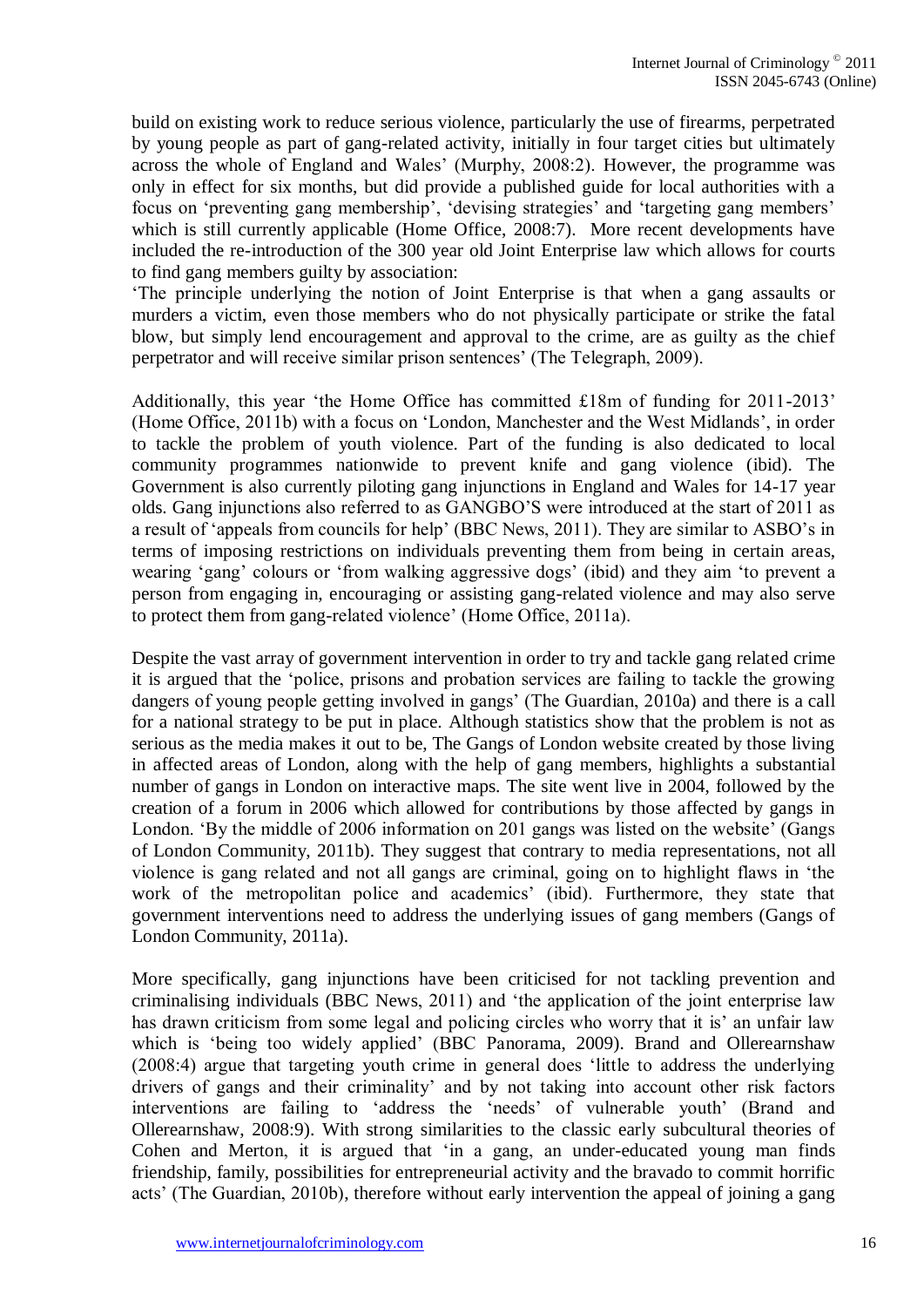build on existing work to reduce serious violence, particularly the use of firearms, perpetrated by young people as part of gang-related activity, initially in four target cities but ultimately across the whole of England and Wales' (Murphy, 2008:2). However, the programme was only in effect for six months, but did provide a published guide for local authorities with a focus on 'preventing gang membership', 'devising strategies' and 'targeting gang members' which is still currently applicable (Home Office, 2008:7). More recent developments have included the re-introduction of the 300 year old Joint Enterprise law which allows for courts to find gang members guilty by association:

'The principle underlying the notion of Joint Enterprise is that when a gang assaults or murders a victim, even those members who do not physically participate or strike the fatal blow, but simply lend encouragement and approval to the crime, are as guilty as the chief perpetrator and will receive similar prison sentences' (The Telegraph, 2009).

Additionally, this year 'the Home Office has committed £18m of funding for 2011-2013' (Home Office, 2011b) with a focus on 'London, Manchester and the West Midlands', in order to tackle the problem of youth violence. Part of the funding is also dedicated to local community programmes nationwide to prevent knife and gang violence (ibid). The Government is also currently piloting gang injunctions in England and Wales for 14-17 year olds. Gang injunctions also referred to as GANGBO'S were introduced at the start of 2011 as a result of 'appeals from councils for help' (BBC News, 2011). They are similar to ASBO's in terms of imposing restrictions on individuals preventing them from being in certain areas, wearing 'gang' colours or 'from walking aggressive dogs' (ibid) and they aim 'to prevent a person from engaging in, encouraging or assisting gang-related violence and may also serve to protect them from gang-related violence' (Home Office, 2011a).

Despite the vast array of government intervention in order to try and tackle gang related crime it is argued that the 'police, prisons and probation services are failing to tackle the growing dangers of young people getting involved in gangs' (The Guardian, 2010a) and there is a call for a national strategy to be put in place. Although statistics show that the problem is not as serious as the media makes it out to be, The Gangs of London website created by those living in affected areas of London, along with the help of gang members, highlights a substantial number of gangs in London on interactive maps. The site went live in 2004, followed by the creation of a forum in 2006 which allowed for contributions by those affected by gangs in London. 'By the middle of 2006 information on 201 gangs was listed on the website' (Gangs of London Community, 2011b). They suggest that contrary to media representations, not all violence is gang related and not all gangs are criminal, going on to highlight flaws in 'the work of the metropolitan police and academics' (ibid). Furthermore, they state that government interventions need to address the underlying issues of gang members (Gangs of London Community, 2011a).

More specifically, gang injunctions have been criticised for not tackling prevention and criminalising individuals (BBC News, 2011) and 'the application of the joint enterprise law has drawn criticism from some legal and policing circles who worry that it is' an unfair law which is 'being too widely applied' (BBC Panorama, 2009). Brand and Ollerearnshaw (2008:4) argue that targeting youth crime in general does 'little to address the underlying drivers of gangs and their criminality' and by not taking into account other risk factors interventions are failing to 'address the 'needs' of vulnerable youth' (Brand and Ollerearnshaw, 2008:9). With strong similarities to the classic early subcultural theories of Cohen and Merton, it is argued that 'in a gang, an under-educated young man finds friendship, family, possibilities for entrepreneurial activity and the bravado to commit horrific acts' (The Guardian, 2010b), therefore without early intervention the appeal of joining a gang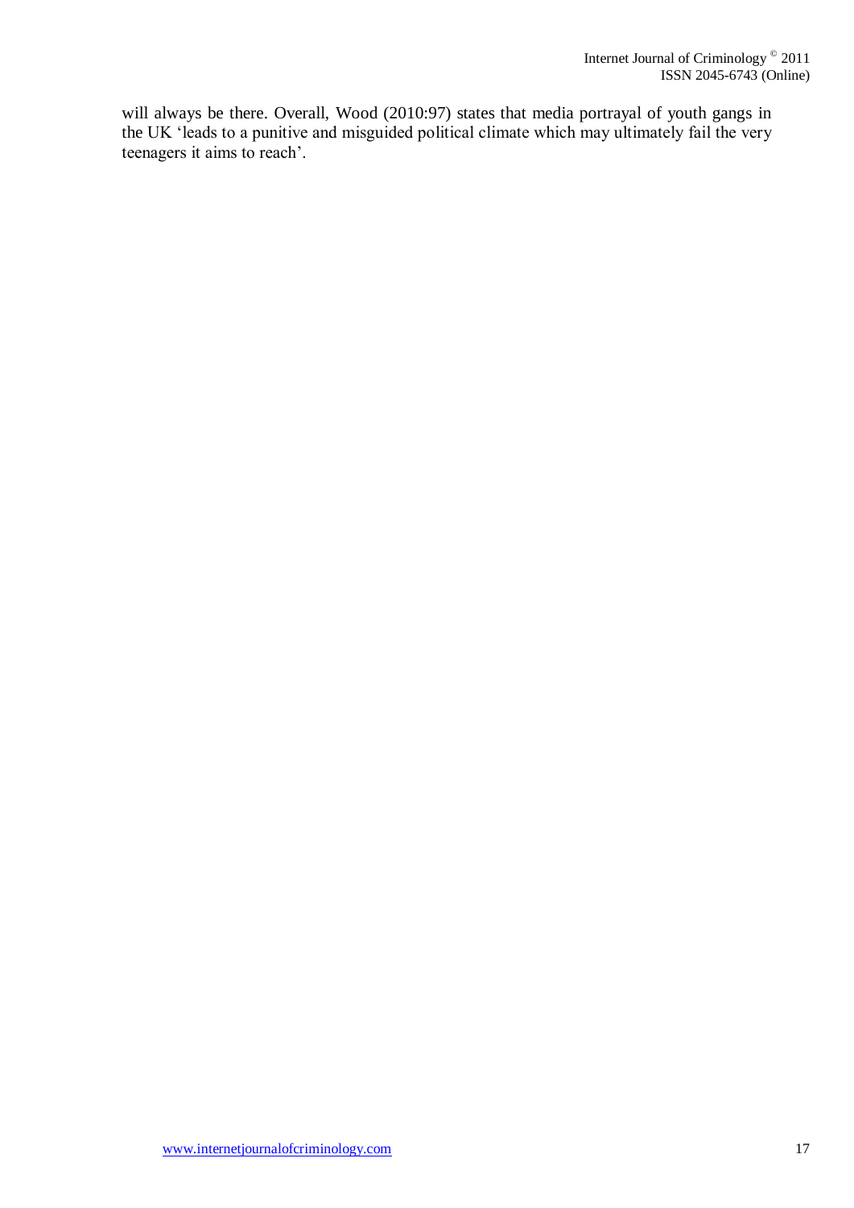will always be there. Overall, Wood (2010:97) states that media portrayal of youth gangs in the UK 'leads to a punitive and misguided political climate which may ultimately fail the very teenagers it aims to reach'.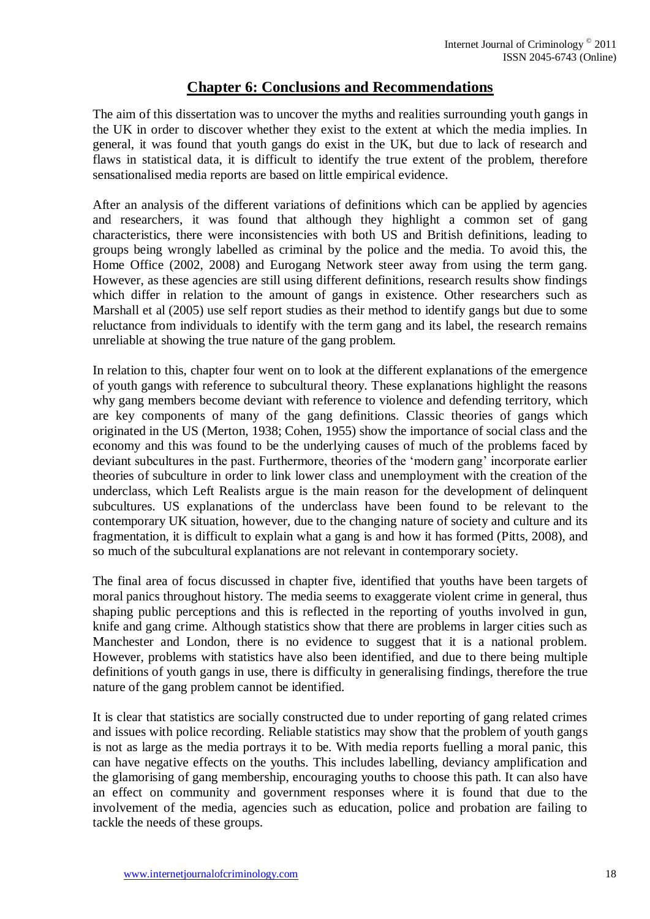## Chapter 6: Conclusions and Recommendations

The aim of this dissertation was to uncover the myths and realities surrounding youth gangs in the UK in order to discover whether they exist to the extent at which the media implies. In general, it was found that youth gangs do exist in the UK, but due to lack of research and flaws in statistical data, it is difficult to identify the true extent of the problem, therefore sensationalised media reports are based on little empirical evidence.

After an analysis of the different variations of definitions which can be applied by agencies and researchers, it was found that although they highlight a common set of gang characteristics, there were inconsistencies with both US and British definitions, leading to groups being wrongly labelled as criminal by the police and the media. To avoid this, the Home Office (2002, 2008) and Eurogang Network steer away from using the term gang. However, as these agencies are still using different definitions, research results show findings which differ in relation to the amount of gangs in existence. Other researchers such as Marshall et al (2005) use self report studies as their method to identify gangs but due to some reluctance from individuals to identify with the term gang and its label, the research remains unreliable at showing the true nature of the gang problem.

In relation to this, chapter four went on to look at the different explanations of the emergence of youth gangs with reference to subcultural theory. These explanations highlight the reasons why gang members become deviant with reference to violence and defending territory, which are key components of many of the gang definitions. Classic theories of gangs which originated in the US (Merton, 1938; Cohen, 1955) show the importance of social class and the economy and this was found to be the underlying causes of much of the problems faced by deviant subcultures in the past. Furthermore, theories of the 'modern gang' incorporate earlier theories of subculture in order to link lower class and unemployment with the creation of the underclass, which Left Realists argue is the main reason for the development of delinquent subcultures. US explanations of the underclass have been found to be relevant to the contemporary UK situation, however, due to the changing nature of society and culture and its fragmentation, it is difficult to explain what a gang is and how it has formed (Pitts, 2008), and so much of the subcultural explanations are not relevant in contemporary society.

The final area of focus discussed in chapter five, identified that youths have been targets of moral panics throughout history. The media seems to exaggerate violent crime in general, thus shaping public perceptions and this is reflected in the reporting of youths involved in gun, knife and gang crime. Although statistics show that there are problems in larger cities such as Manchester and London, there is no evidence to suggest that it is a national problem. However, problems with statistics have also been identified, and due to there being multiple definitions of youth gangs in use, there is difficulty in generalising findings, therefore the true nature of the gang problem cannot be identified.

It is clear that statistics are socially constructed due to under reporting of gang related crimes and issues with police recording. Reliable statistics may show that the problem of youth gangs is not as large as the media portrays it to be. With media reports fuelling a moral panic, this can have negative effects on the youths. This includes labelling, deviancy amplification and the glamorising of gang membership, encouraging youths to choose this path. It can also have an effect on community and government responses where it is found that due to the involvement of the media, agencies such as education, police and probation are failing to tackle the needs of these groups.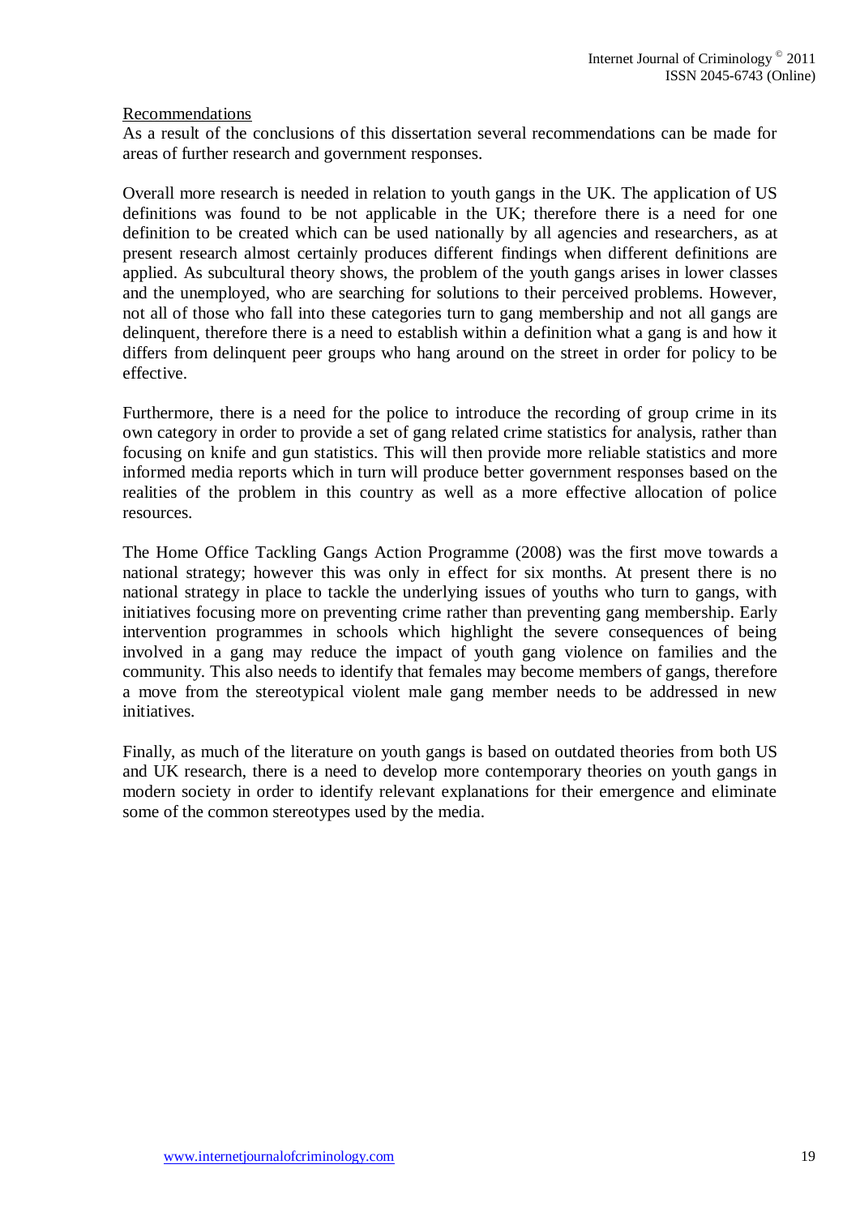## Recommendations

As a result of the conclusions of this dissertation several recommendations can be made for areas of further research and government responses.

Overall more research is needed in relation to youth gangs in the UK. The application of US definitions was found to be not applicable in the UK; therefore there is a need for one definition to be created which can be used nationally by all agencies and researchers, as at present research almost certainly produces different findings when different definitions are applied. As subcultural theory shows, the problem of the youth gangs arises in lower classes and the unemployed, who are searching for solutions to their perceived problems. However, not all of those who fall into these categories turn to gang membership and not all gangs are delinquent, therefore there is a need to establish within a definition what a gang is and how it differs from delinquent peer groups who hang around on the street in order for policy to be effective.

Furthermore, there is a need for the police to introduce the recording of group crime in its own category in order to provide a set of gang related crime statistics for analysis, rather than focusing on knife and gun statistics. This will then provide more reliable statistics and more informed media reports which in turn will produce better government responses based on the realities of the problem in this country as well as a more effective allocation of police resources.

The Home Office Tackling Gangs Action Programme (2008) was the first move towards a national strategy; however this was only in effect for six months. At present there is no national strategy in place to tackle the underlying issues of youths who turn to gangs, with initiatives focusing more on preventing crime rather than preventing gang membership. Early intervention programmes in schools which highlight the severe consequences of being involved in a gang may reduce the impact of youth gang violence on families and the community. This also needs to identify that females may become members of gangs, therefore a move from the stereotypical violent male gang member needs to be addressed in new initiatives.

Finally, as much of the literature on youth gangs is based on outdated theories from both US and UK research, there is a need to develop more contemporary theories on youth gangs in modern society in order to identify relevant explanations for their emergence and eliminate some of the common stereotypes used by the media.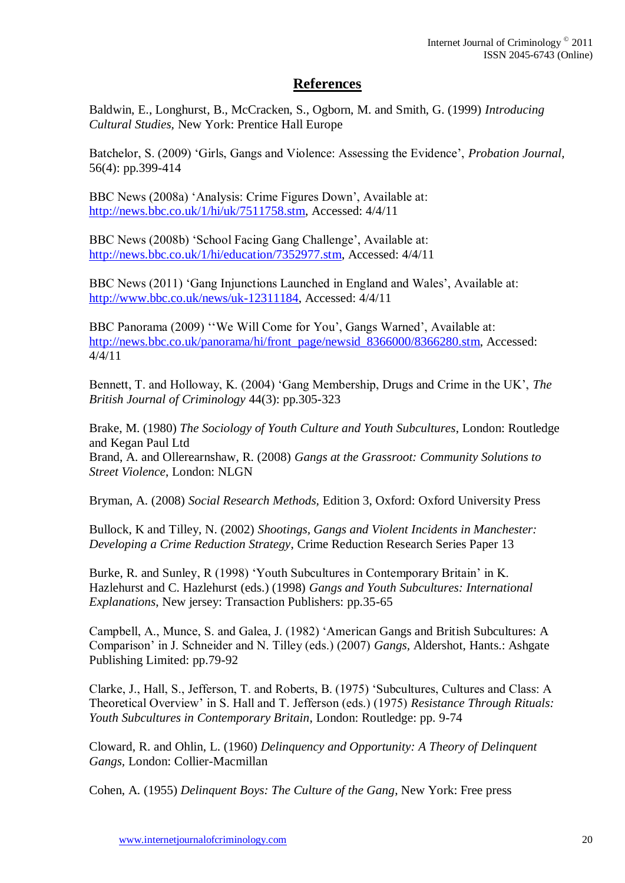## References

Baldwin, E., Longhurst, B., McCracken, S., Ogborn, M. and Smith, G. (1999) *Introducing Cultural Studies*, New York: Prentice Hall Europe

Batchelor, S. (2009) 'Girls, Gangs and Violence: Assessing the Evidence', *Probation Journal*, 56(4): pp.399-414

BBC News (2008a) 'Analysis: Crime Figures Down', Available at: http://news.bbc.co.uk/1/hi/uk/7511758.stm, Accessed: 4/4/11

BBC News (2008b) 'School Facing Gang Challenge', Available at: http://news.bbc.co.uk/1/hi/education/7352977.stm, Accessed: 4/4/11

BBC News (2011) 'Gang Injunctions Launched in England and Wales', Available at: http://www.bbc.co.uk/news/uk-12311184, Accessed: 4/4/11

BBC Panorama (2009) ''We Will Come for You', Gangs Warned', Available at: http://news.bbc.co.uk/panorama/hi/front_page/newsid_8366000/8366280.stm, Accessed: 4/4/11

Bennett, T. and Holloway, K. (2004) 'Gang Membership, Drugs and Crime in the UK', *The British Journal of Criminology* 44(3): pp.305-323

Brake, M. (1980) *The Sociology of Youth Culture and Youth Subcultures*, London: Routledge and Kegan Paul Ltd

Brand, A. and Ollerearnshaw, R. (2008) *Gangs at the Grassroot: Community Solutions to Street Violence*, London: NLGN

Bryman, A. (2008) *Social Research Methods*, Edition 3, Oxford: Oxford University Press

Bullock, K and Tilley, N. (2002) *Shootings, Gangs and Violent Incidents in Manchester: Developing a Crime Reduction Strategy*, Crime Reduction Research Series Paper 13

Burke, R. and Sunley, R (1998) 'Youth Subcultures in Contemporary Britain' in K. Hazlehurst and C. Hazlehurst (eds.) (1998) *Gangs and Youth Subcultures: International Explanations*, New jersey: Transaction Publishers: pp.35-65

Campbell, A., Munce, S. and Galea, J. (1982) 'American Gangs and British Subcultures: A Comparison' in J. Schneider and N. Tilley (eds.) (2007) *Gangs*, Aldershot, Hants.: Ashgate Publishing Limited: pp.79-92

Clarke, J., Hall, S., Jefferson, T. and Roberts, B. (1975) 'Subcultures, Cultures and Class: A Theoretical Overview' in S. Hall and T. Jefferson (eds.) (1975) *Resistance Through Rituals: Youth Subcultures in Contemporary Britain*, London: Routledge: pp. 9-74

Cloward, R. and Ohlin, L. (1960) *Delinquency and Opportunity: A Theory of Delinquent Gangs*, London: Collier-Macmillan

Cohen, A. (1955) *Delinquent Boys: The Culture of the Gang*, New York: Free press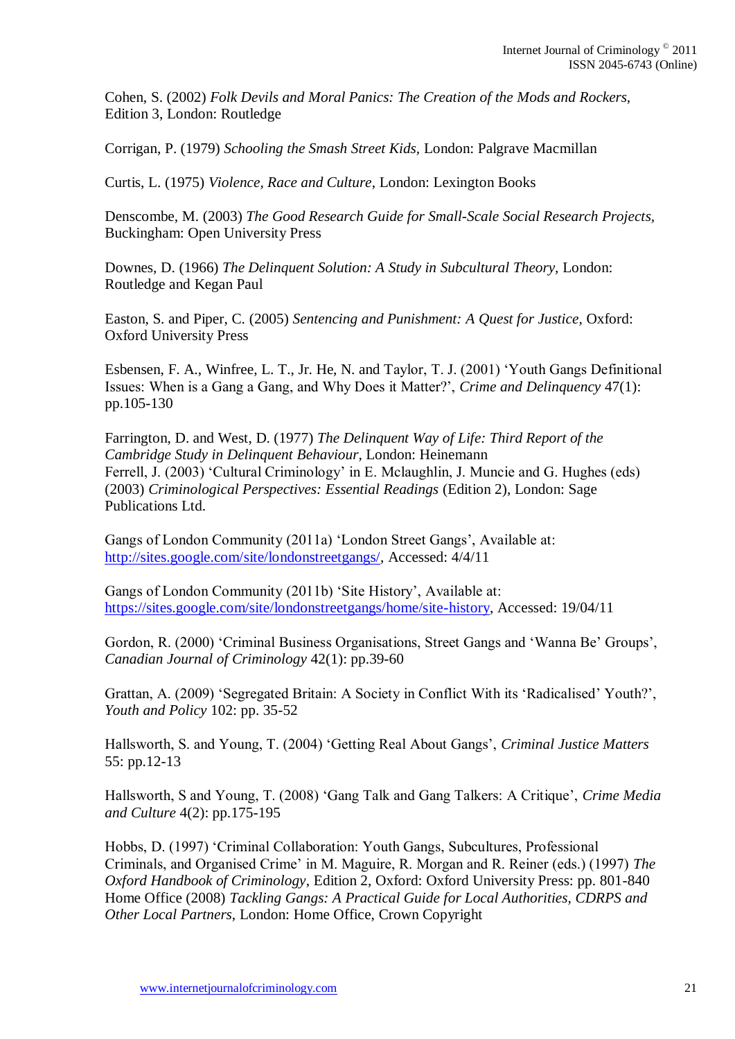Cohen, S. (2002) *Folk Devils and Moral Panics: The Creation of the Mods and Rockers*, Edition 3, London: Routledge

Corrigan, P. (1979) *Schooling the Smash Street Kids*, London: Palgrave Macmillan

Curtis, L. (1975) *Violence, Race and Culture*, London: Lexington Books

Denscombe, M. (2003) *The Good Research Guide for Small-Scale Social Research Projects*, Buckingham: Open University Press

Downes, D. (1966) *The Delinquent Solution: A Study in Subcultural Theory*, London: Routledge and Kegan Paul

Easton, S. and Piper, C. (2005) *Sentencing and Punishment: A Quest for Justice*, Oxford: Oxford University Press

Esbensen, F. A., Winfree, L. T., Jr. He, N. and Taylor, T. J. (2001) 'Youth Gangs Definitional Issues: When is a Gang a Gang, and Why Does it Matter?', *Crime and Delinquency* 47(1): pp.105-130

Farrington, D. and West, D. (1977) *The Delinquent Way of Life: Third Report of the Cambridge Study in Delinquent Behaviour*, London: Heinemann

Ferrell, J. (2003) 'Cultural Criminology' in E. Mclaughlin, J. Muncie and G. Hughes (eds) (2003) *Criminological Perspectives: Essential Readings* (Edition 2), London: Sage Publications Ltd.

Gangs of London Community (2011a) 'London Street Gangs', Available at: http://sites.google.com/site/londonstreetgangs/, Accessed: 4/4/11

Gangs of London Community (2011b) 'Site History', Available at: https://sites.google.com/site/londonstreetgangs/home/site-history, Accessed: 19/04/11

Gordon, R. (2000) 'Criminal Business Organisations, Street Gangs and 'Wanna Be' Groups', *Canadian Journal of Criminology* 42(1): pp.39-60

Grattan, A. (2009) 'Segregated Britain: A Society in Conflict With its 'Radicalised' Youth?', *Youth and Policy* 102: pp. 35-52

Hallsworth, S. and Young, T. (2004) 'Getting Real About Gangs', *Criminal Justice Matters* 55: pp.12-13

Hallsworth, S and Young, T. (2008) 'Gang Talk and Gang Talkers: A Critique', *Crime Media and Culture* 4(2): pp.175-195

Hobbs, D. (1997) 'Criminal Collaboration: Youth Gangs, Subcultures, Professional Criminals, and Organised Crime' in M. Maguire, R. Morgan and R. Reiner (eds.) (1997) *The Oxford Handbook of Criminology*, Edition 2, Oxford: Oxford University Press: pp. 801-840

Home Office (2008) *Tackling Gangs: A Practical Guide for Local Authorities, CDRPS and Other Local Partners*, London: Home Office, Crown Copyright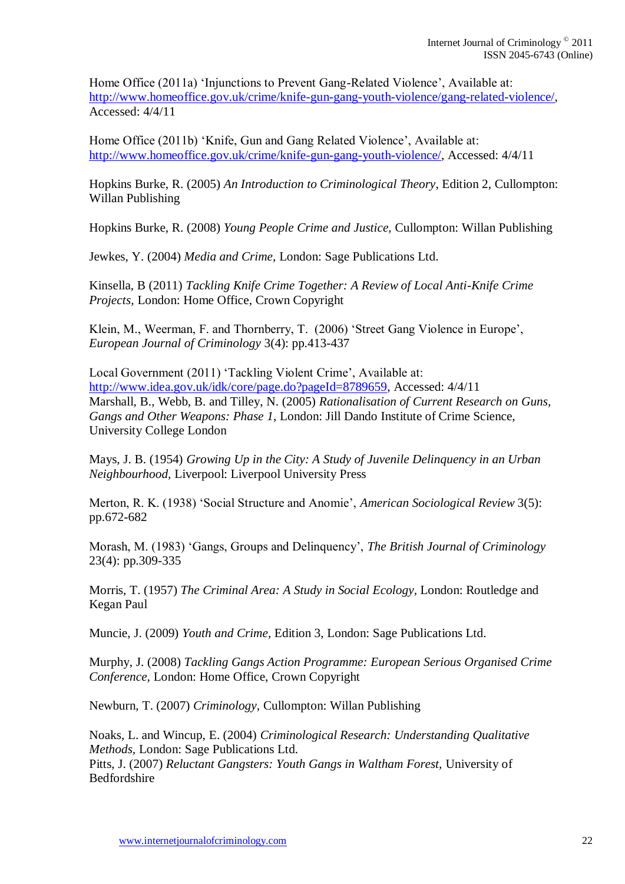Home Office (2011a) 'Injunctions to Prevent Gang-Related Violence', Available at: http://www.homeoffice.gov.uk/crime/knife-gun-gang-youth-violence/gang-related-violence/, Accessed: 4/4/11

Home Office (2011b) 'Knife, Gun and Gang Related Violence', Available at: http://www.homeoffice.gov.uk/crime/knife-gun-gang-youth-violence/, Accessed: 4/4/11

Hopkins Burke, R. (2005) *An Introduction to Criminological Theory,* Edition 2, Cullompton: Willan Publishing

Hopkins Burke, R. (2008) *Young People Crime and Justice,* Cullompton: Willan Publishing

Jewkes, Y. (2004) *Media and Crime,* London: Sage Publications Ltd.

Kinsella, B (2011) *Tackling Knife Crime Together: A Review of Local Anti-Knife Crime Projects,* London: Home Office, Crown Copyright

Klein, M., Weerman, F. and Thornberry, T. (2006) 'Street Gang Violence in Europe', *European Journal of Criminology* 3(4): pp.413-437

Local Government (2011) 'Tackling Violent Crime', Available at: http://www.idea.gov.uk/idk/core/page.do?pageId=8789659, Accessed: 4/4/11

Marshall, B., Webb, B. and Tilley, N. (2005) *Rationalisation of Current Research on Guns, Gangs and Other Weapons: Phase 1*, London: Jill Dando Institute of Crime Science, University College London

Mays, J. B. (1954) *Growing Up in the City: A Study of Juvenile Delinquency in an Urban Neighbourhood,* Liverpool: Liverpool University Press

Merton, R. K. (1938) 'Social Structure and Anomie', *American Sociological Review* 3(5): pp.672-682

Morash, M. (1983) 'Gangs, Groups and Delinquency', *The British Journal of Criminology* 23(4): pp.309-335

Morris, T. (1957) *The Criminal Area: A Study in Social Ecology,* London: Routledge and Kegan Paul

Muncie, J. (2009) *Youth and Crime,* Edition 3, London: Sage Publications Ltd.

Murphy, J. (2008) *Tackling Gangs Action Programme: European Serious Organised Crime Conference,* London: Home Office, Crown Copyright

Newburn, T. (2007) *Criminology,* Cullompton: Willan Publishing

Noaks, L. and Wincup, E. (2004) *Criminological Research: Understanding Qualitative Methods,* London: Sage Publications Ltd.

Pitts, J. (2007) *Reluctant Gangsters: Youth Gangs in Waltham Forest,* University of Bedfordshire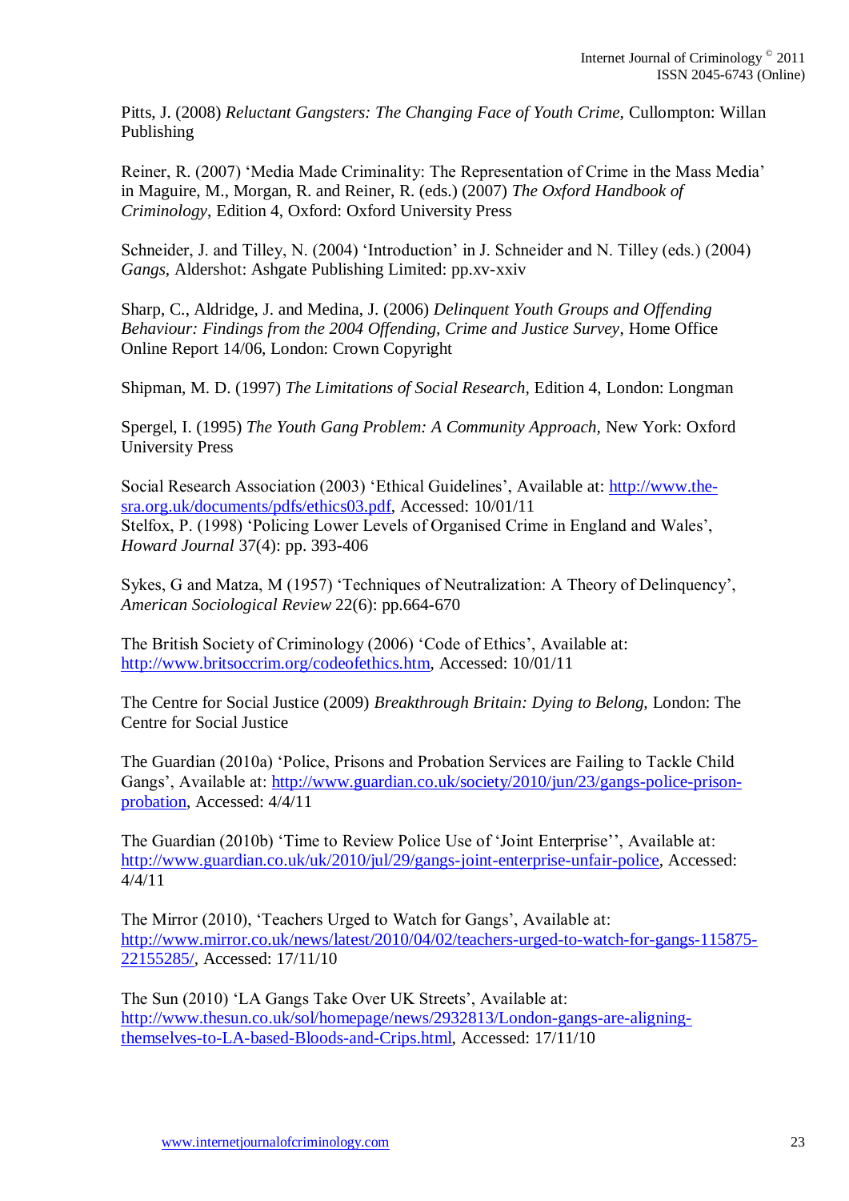Pitts, J. (2008) *Reluctant Gangsters: The Changing Face of Youth Crime,* Cullompton: Willan Publishing

Reiner, R. (2007) 'Media Made Criminality: The Representation of Crime in the Mass Media' in Maguire, M., Morgan, R. and Reiner, R. (eds.) (2007) *The Oxford Handbook of Criminology*, Edition 4, Oxford: Oxford University Press

Schneider, J. and Tilley, N. (2004) 'Introduction' in J. Schneider and N. Tilley (eds.) (2004) *Gangs,* Aldershot: Ashgate Publishing Limited: pp.xv-xxiv

Sharp, C., Aldridge, J. and Medina, J. (2006) *Delinquent Youth Groups and Offending Behaviour: Findings from the 2004 Offending, Crime and Justice Survey*, Home Office Online Report 14/06, London: Crown Copyright

Shipman, M. D. (1997) *The Limitations of Social Research,* Edition 4, London: Longman

Spergel, I. (1995) *The Youth Gang Problem: A Community Approach,* New York: Oxford University Press

Social Research Association (2003) 'Ethical Guidelines', Available at: http://www.the-sra.org.uk/documents/pdfs/ethics03.pdf, Accessed: 10/01/11

Stelfox, P. (1998) 'Policing Lower Levels of Organised Crime in England and Wales', *Howard Journal* 37(4): pp. 393-406

Sykes, G and Matza, M (1957) 'Techniques of Neutralization: A Theory of Delinquency', *American Sociological Review* 22(6): pp.664-670

The British Society of Criminology (2006) 'Code of Ethics', Available at: http://www.britsoccrim.org/codeofethics.htm, Accessed: 10/01/11

The Centre for Social Justice (2009) *Breakthrough Britain: Dying to Belong,* London: The Centre for Social Justice

The Guardian (2010a) 'Police, Prisons and Probation Services are Failing to Tackle Child Gangs', Available at: http://www.guardian.co.uk/society/2010/jun/23/gangs-police-prison-probation, Accessed: 4/4/11

The Guardian (2010b) 'Time to Review Police Use of 'Joint Enterprise'', Available at: http://www.guardian.co.uk/uk/2010/jul/29/gangs-joint-enterprise-unfair-police, Accessed: 4/4/11

The Mirror (2010), 'Teachers Urged to Watch for Gangs', Available at: http://www.mirror.co.uk/news/latest/2010/04/02/teachers-urged-to-watch-for-gangs-115875-22155285/, Accessed: 17/11/10

The Sun (2010) 'LA Gangs Take Over UK Streets', Available at: http://www.thesun.co.uk/sol/homepage/news/2932813/London-gangs-are-aligning-themselves-to-LA-based-Bloods-and-Crips.html, Accessed: 17/11/10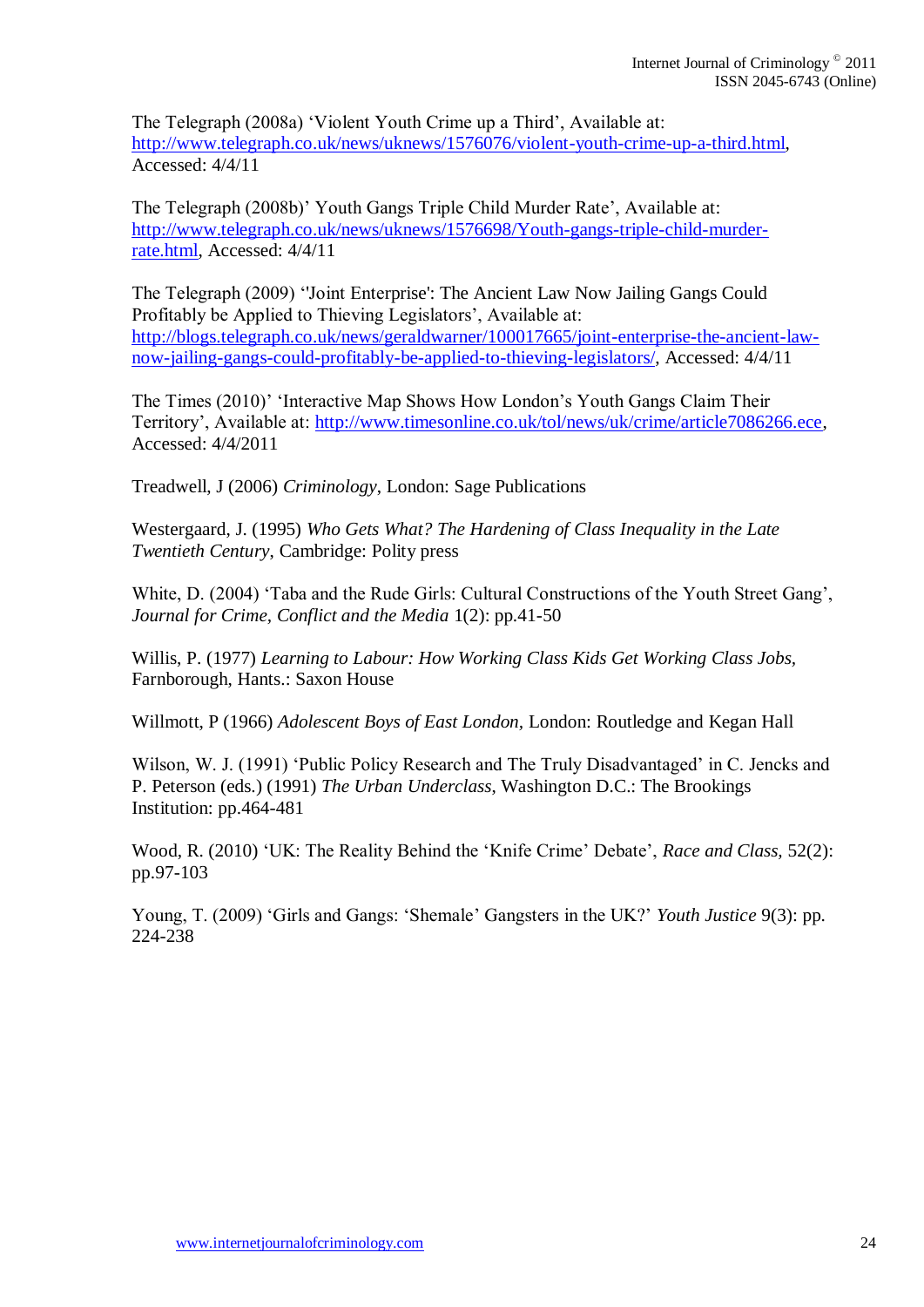The Telegraph (2008a) 'Violent Youth Crime up a Third', Available at: http://www.telegraph.co.uk/news/uknews/1576076/violent-youth-crime-up-a-third.html, Accessed: 4/4/11

The Telegraph (2008b)' Youth Gangs Triple Child Murder Rate', Available at: http://www.telegraph.co.uk/news/uknews/1576698/Youth-gangs-triple-child-murder-rate.html, Accessed: 4/4/11

The Telegraph (2009) ''Joint Enterprise': The Ancient Law Now Jailing Gangs Could Profitably be Applied to Thieving Legislators', Available at: http://blogs.telegraph.co.uk/news/geraldwarner/100017665/joint-enterprise-the-ancient-law-now-jailing-gangs-could-profitably-be-applied-to-thieving-legislators/, Accessed: 4/4/11

The Times (2010)' 'Interactive Map Shows How London's Youth Gangs Claim Their Territory', Available at: http://www.timesonline.co.uk/tol/news/uk/crime/article7086266.ece, Accessed: 4/4/2011

Treadwell, J (2006) *Criminology*, London: Sage Publications

Westergaard, J. (1995) *Who Gets What? The Hardening of Class Inequality in the Late Twentieth Century*, Cambridge: Polity press

White, D. (2004) 'Taba and the Rude Girls: Cultural Constructions of the Youth Street Gang', *Journal for Crime, Conflict and the Media* 1(2): pp.41-50

Willis, P. (1977) *Learning to Labour: How Working Class Kids Get Working Class Jobs*, Farnborough, Hants.: Saxon House

Willmott, P (1966) *Adolescent Boys of East London*, London: Routledge and Kegan Hall

Wilson, W. J. (1991) 'Public Policy Research and The Truly Disadvantaged' in C. Jencks and P. Peterson (eds.) (1991) *The Urban Underclass*, Washington D.C.: The Brookings Institution: pp.464-481

Wood, R. (2010) 'UK: The Reality Behind the 'Knife Crime' Debate', *Race and Class*, 52(2): pp.97-103

Young, T. (2009) 'Girls and Gangs: 'Shemale' Gangsters in the UK?' *Youth Justice* 9(3): pp. 224-238